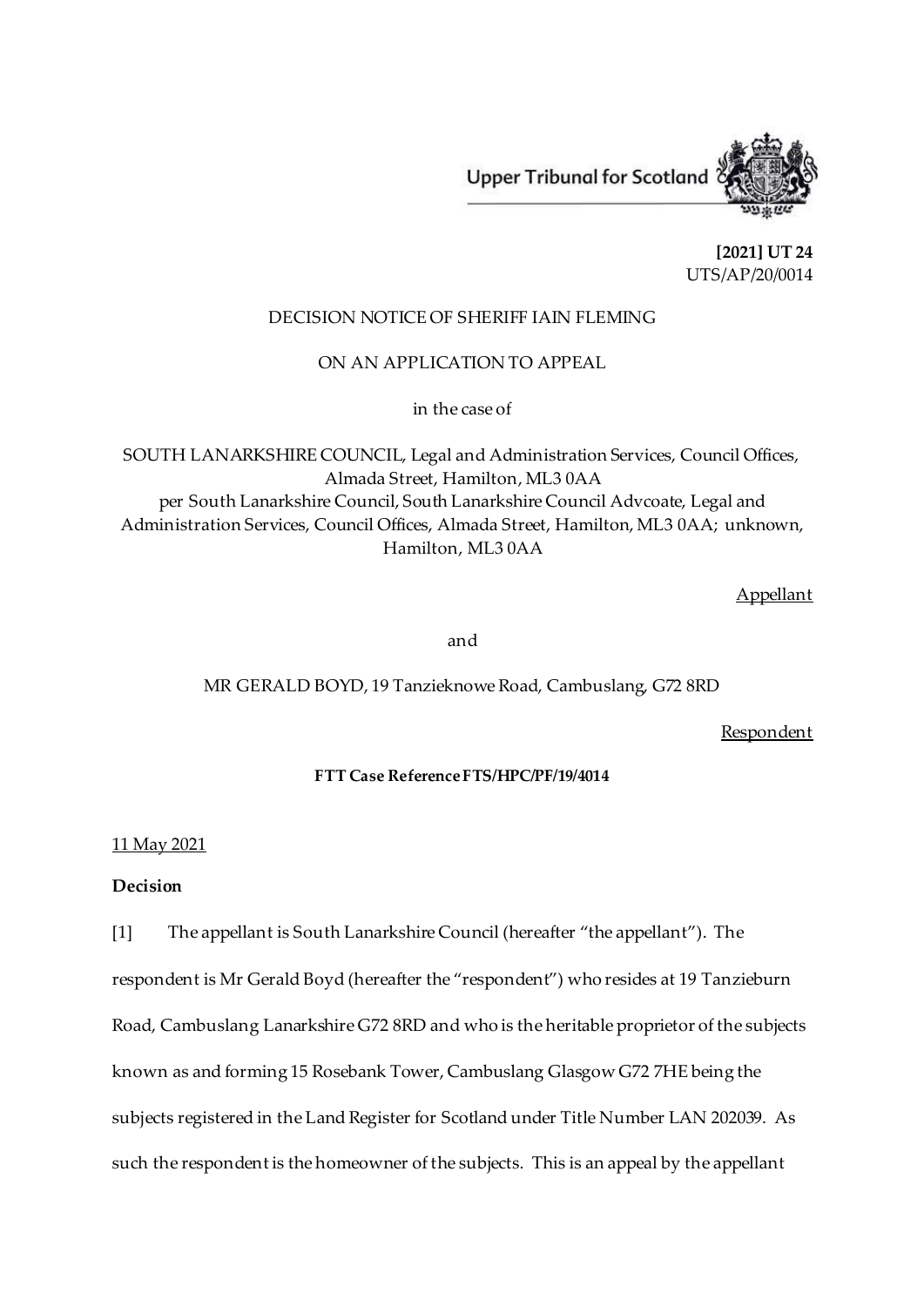Upper Tribunal for Scotland

**[2021] UT 24**
UTS/AP/20/0014

DECISION NOTICE OF SHERIFF IAIN FLEMING

ON AN APPLICATION TO APPEAL

in the case of

SOUTH LANARKSHIRE COUNCIL, Legal and Administration Services, Council Offices, Almada Street, Hamilton, ML3 0AA
per South Lanarkshire Council, South Lanarkshire Council Advcoate, Legal and Administration Services, Council Offices, Almada Street, Hamilton, ML3 0AA; unknown, Hamilton, ML3 0AA

Appellant

and

MR GERALD BOYD, 19 Tanzieknowe Road, Cambuslang, G72 8RD

Respondent

**FTT Case Reference FTS/HPC/PF/19/4014**

11 May 2021

**Decision**

[1] The appellant is South Lanarkshire Council (hereafter "the appellant"). The respondent is Mr Gerald Boyd (hereafter the "respondent") who resides at 19 Tanzieburn Road, Cambuslang Lanarkshire G72 8RD and who is the heritable proprietor of the subjects known as and forming 15 Rosebank Tower, Cambuslang Glasgow G72 7HE being the subjects registered in the Land Register for Scotland under Title Number LAN 202039. As such the respondent is the homeowner of the subjects. This is an appeal by the appellant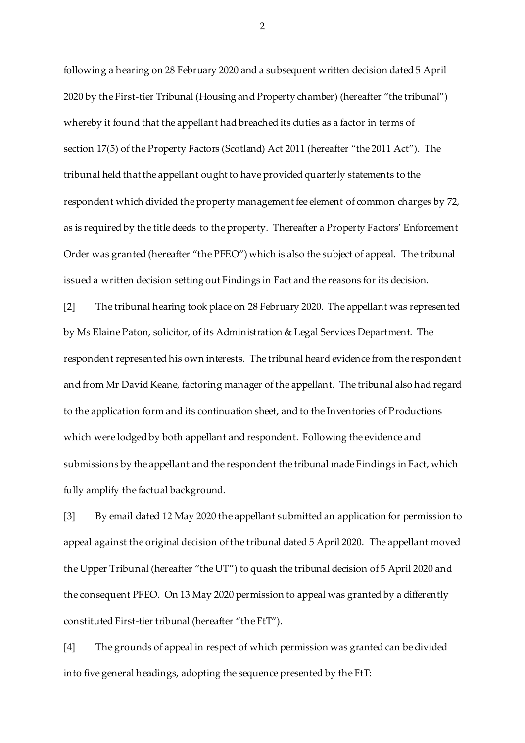following a hearing on 28 February 2020 and a subsequent written decision dated 5 April 2020 by the First-tier Tribunal (Housing and Property chamber) (hereafter "the tribunal") whereby it found that the appellant had breached its duties as a factor in terms of section 17(5) of the Property Factors (Scotland) Act 2011 (hereafter "the 2011 Act"). The tribunal held that the appellant ought to have provided quarterly statements to the respondent which divided the property management fee element of common charges by 72, as is required by the title deeds to the property. Thereafter a Property Factors' Enforcement Order was granted (hereafter "the PFEO") which is also the subject of appeal. The tribunal issued a written decision setting out Findings in Fact and the reasons for its decision.

[2] The tribunal hearing took place on 28 February 2020. The appellant was represented by Ms Elaine Paton, solicitor, of its Administration & Legal Services Department. The respondent represented his own interests. The tribunal heard evidence from the respondent and from Mr David Keane, factoring manager of the appellant. The tribunal also had regard to the application form and its continuation sheet, and to the Inventories of Productions which were lodged by both appellant and respondent. Following the evidence and submissions by the appellant and the respondent the tribunal made Findings in Fact, which fully amplify the factual background.

[3] By email dated 12 May 2020 the appellant submitted an application for permission to appeal against the original decision of the tribunal dated 5 April 2020. The appellant moved the Upper Tribunal (hereafter "the UT") to quash the tribunal decision of 5 April 2020 and the consequent PFEO. On 13 May 2020 permission to appeal was granted by a differently constituted First-tier tribunal (hereafter "the FtT").

[4] The grounds of appeal in respect of which permission was granted can be divided into five general headings, adopting the sequence presented by the FtT: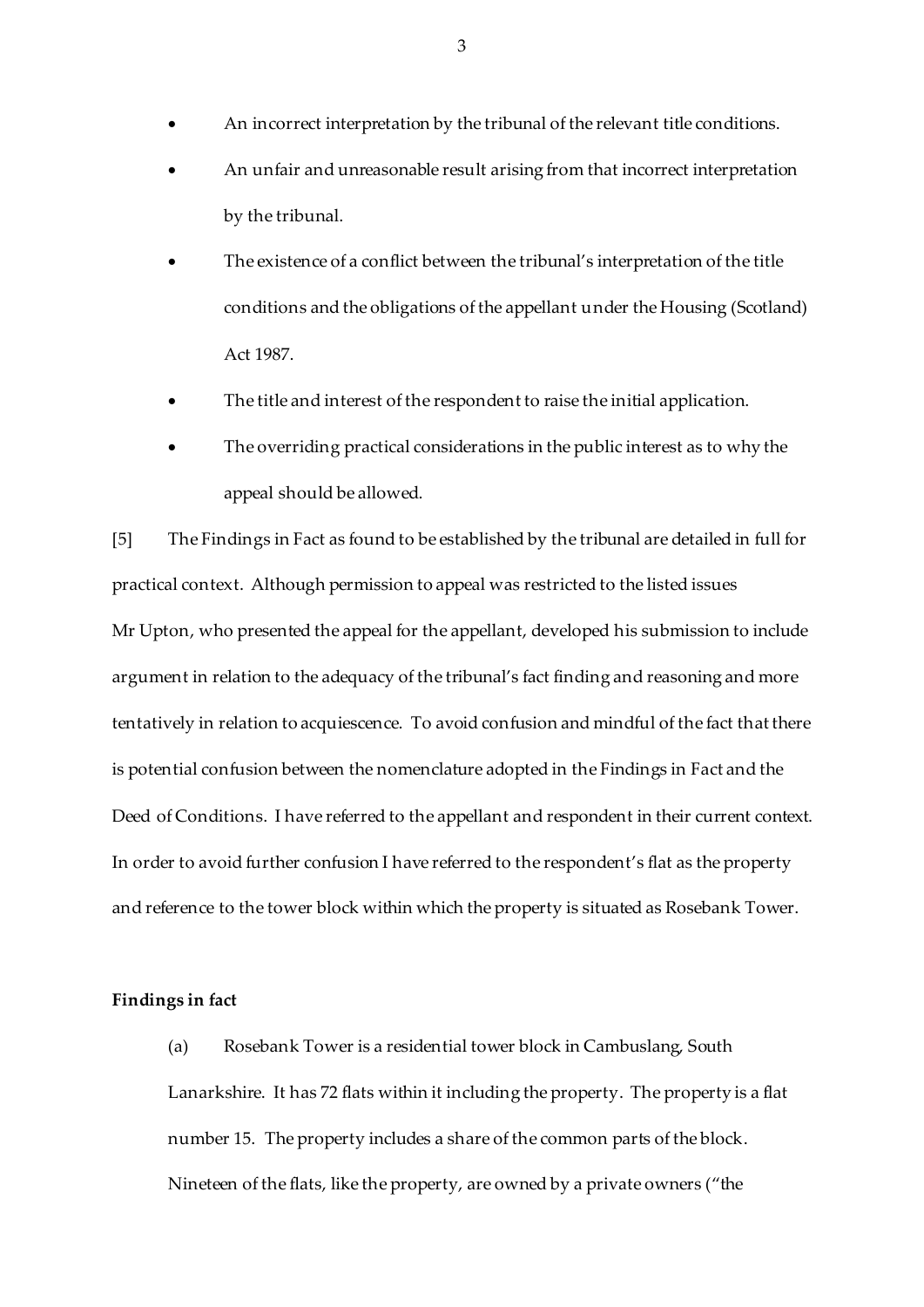- An incorrect interpretation by the tribunal of the relevant title conditions.
- An unfair and unreasonable result arising from that incorrect interpretation by the tribunal.
- The existence of a conflict between the tribunal's interpretation of the title conditions and the obligations of the appellant under the Housing (Scotland) Act 1987.
- The title and interest of the respondent to raise the initial application.
- The overriding practical considerations in the public interest as to why the appeal should be allowed.

[5] The Findings in Fact as found to be established by the tribunal are detailed in full for practical context. Although permission to appeal was restricted to the listed issues Mr Upton, who presented the appeal for the appellant, developed his submission to include argument in relation to the adequacy of the tribunal's fact finding and reasoning and more tentatively in relation to acquiescence. To avoid confusion and mindful of the fact that there is potential confusion between the nomenclature adopted in the Findings in Fact and the Deed of Conditions. I have referred to the appellant and respondent in their current context. In order to avoid further confusion I have referred to the respondent's flat as the property and reference to the tower block within which the property is situated as Rosebank Tower.

**Findings in fact**

(a) Rosebank Tower is a residential tower block in Cambuslang, South Lanarkshire. It has 72 flats within it including the property. The property is a flat number 15. The property includes a share of the common parts of the block. Nineteen of the flats, like the property, are owned by a private owners ("the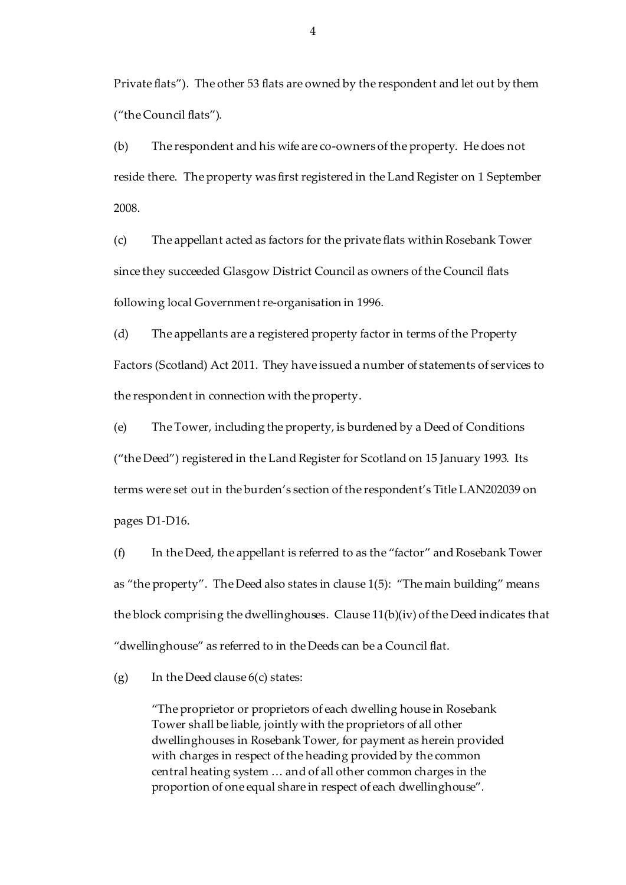Private flats"). The other 53 flats are owned by the respondent and let out by them ("the Council flats").

(b) The respondent and his wife are co-owners of the property. He does not reside there. The property was first registered in the Land Register on 1 September 2008.

(c) The appellant acted as factors for the private flats within Rosebank Tower since they succeeded Glasgow District Council as owners of the Council flats following local Government re-organisation in 1996.

(d) The appellants are a registered property factor in terms of the Property Factors (Scotland) Act 2011. They have issued a number of statements of services to the respondent in connection with the property.

(e) The Tower, including the property, is burdened by a Deed of Conditions ("the Deed") registered in the Land Register for Scotland on 15 January 1993. Its terms were set out in the burden's section of the respondent's Title LAN202039 on pages D1-D16.

(f) In the Deed, the appellant is referred to as the "factor" and Rosebank Tower as "the property". The Deed also states in clause 1(5): "The main building" means the block comprising the dwellinghouses. Clause 11(b)(iv) of the Deed indicates that "dwellinghouse" as referred to in the Deeds can be a Council flat.

(g) In the Deed clause 6(c) states:

> "The proprietor or proprietors of each dwelling house in Rosebank Tower shall be liable, jointly with the proprietors of all other dwellinghouses in Rosebank Tower, for payment as herein provided with charges in respect of the heading provided by the common central heating system … and of all other common charges in the proportion of one equal share in respect of each dwellinghouse".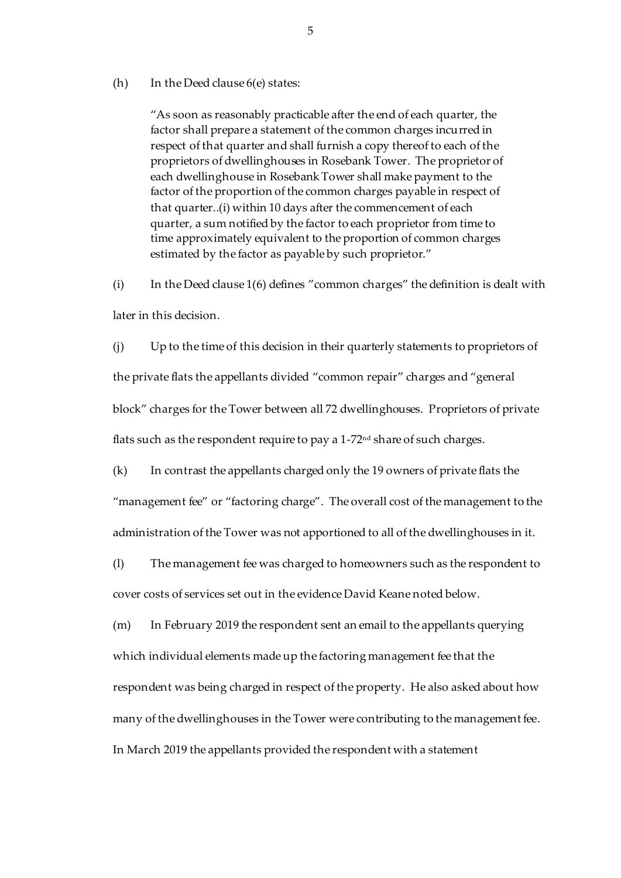(h) In the Deed clause 6(e) states:

> "As soon as reasonably practicable after the end of each quarter, the factor shall prepare a statement of the common charges incurred in respect of that quarter and shall furnish a copy thereof to each of the proprietors of dwellinghouses in Rosebank Tower. The proprietor of each dwellinghouse in Rosebank Tower shall make payment to the factor of the proportion of the common charges payable in respect of that quarter..(i) within 10 days after the commencement of each quarter, a sum notified by the factor to each proprietor from time to time approximately equivalent to the proportion of common charges estimated by the factor as payable by such proprietor."

(i) In the Deed clause 1(6) defines "common charges" the definition is dealt with later in this decision.

(j) Up to the time of this decision in their quarterly statements to proprietors of the private flats the appellants divided "common repair" charges and "general block" charges for the Tower between all 72 dwellinghouses. Proprietors of private flats such as the respondent require to pay a 1-72nd share of such charges.

(k) In contrast the appellants charged only the 19 owners of private flats the "management fee" or "factoring charge". The overall cost of the management to the administration of the Tower was not apportioned to all of the dwellinghouses in it.

(l) The management fee was charged to homeowners such as the respondent to cover costs of services set out in the evidence David Keane noted below.

(m) In February 2019 the respondent sent an email to the appellants querying which individual elements made up the factoring management fee that the respondent was being charged in respect of the property. He also asked about how many of the dwellinghouses in the Tower were contributing to the management fee. In March 2019 the appellants provided the respondent with a statement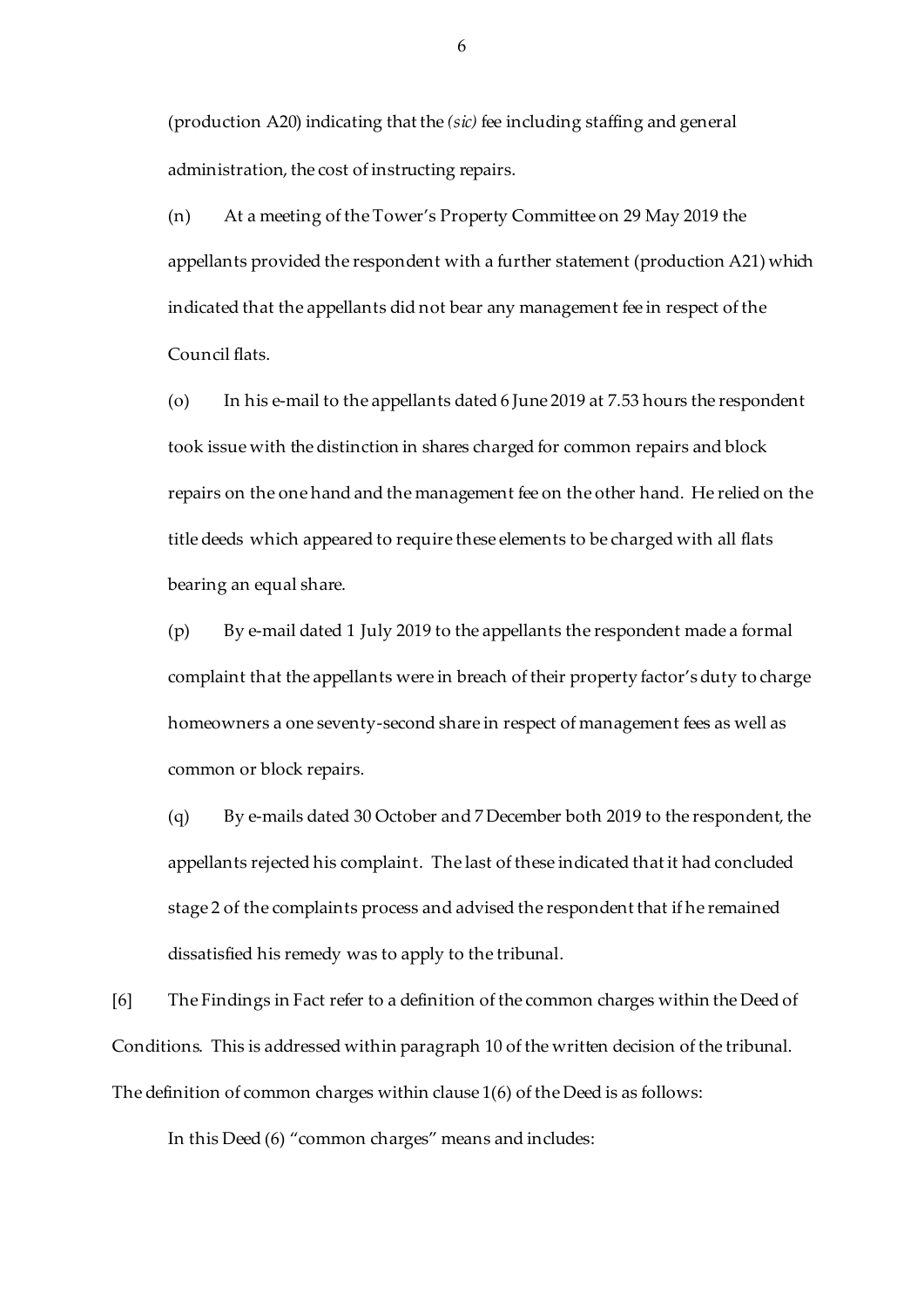(production A20) indicating that the *(sic)* fee including staffing and general administration, the cost of instructing repairs.

(n) At a meeting of the Tower's Property Committee on 29 May 2019 the appellants provided the respondent with a further statement (production A21) which indicated that the appellants did not bear any management fee in respect of the Council flats.

(o) In his e-mail to the appellants dated 6 June 2019 at 7.53 hours the respondent took issue with the distinction in shares charged for common repairs and block repairs on the one hand and the management fee on the other hand. He relied on the title deeds which appeared to require these elements to be charged with all flats bearing an equal share.

(p) By e-mail dated 1 July 2019 to the appellants the respondent made a formal complaint that the appellants were in breach of their property factor's duty to charge homeowners a one seventy-second share in respect of management fees as well as common or block repairs.

(q) By e-mails dated 30 October and 7 December both 2019 to the respondent, the appellants rejected his complaint. The last of these indicated that it had concluded stage 2 of the complaints process and advised the respondent that if he remained dissatisfied his remedy was to apply to the tribunal.

[6] The Findings in Fact refer to a definition of the common charges within the Deed of Conditions. This is addressed within paragraph 10 of the written decision of the tribunal. The definition of common charges within clause 1(6) of the Deed is as follows:

In this Deed (6) "common charges" means and includes: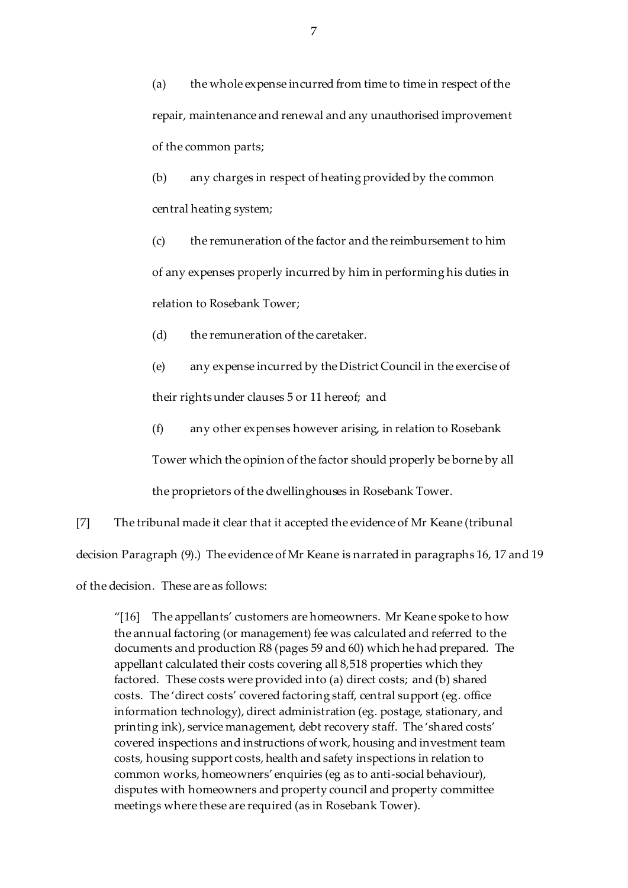(a) the whole expense incurred from time to time in respect of the repair, maintenance and renewal and any unauthorised improvement of the common parts;

(b) any charges in respect of heating provided by the common central heating system;

(c) the remuneration of the factor and the reimbursement to him of any expenses properly incurred by him in performing his duties in relation to Rosebank Tower;

(d) the remuneration of the caretaker.

(e) any expense incurred by the District Council in the exercise of their rights under clauses 5 or 11 hereof; and

(f) any other expenses however arising, in relation to Rosebank Tower which the opinion of the factor should properly be borne by all the proprietors of the dwellinghouses in Rosebank Tower.

[7] The tribunal made it clear that it accepted the evidence of Mr Keane (tribunal decision Paragraph (9).) The evidence of Mr Keane is narrated in paragraphs 16, 17 and 19 of the decision. These are as follows:

> "[16] The appellants' customers are homeowners. Mr Keane spoke to how the annual factoring (or management) fee was calculated and referred to the documents and production R8 (pages 59 and 60) which he had prepared. The appellant calculated their costs covering all 8,518 properties which they factored. These costs were provided into (a) direct costs; and (b) shared costs. The 'direct costs' covered factoring staff, central support (eg. office information technology), direct administration (eg. postage, stationary, and printing ink), service management, debt recovery staff. The 'shared costs' covered inspections and instructions of work, housing and investment team costs, housing support costs, health and safety inspections in relation to common works, homeowners' enquiries (eg as to anti-social behaviour), disputes with homeowners and property council and property committee meetings where these are required (as in Rosebank Tower).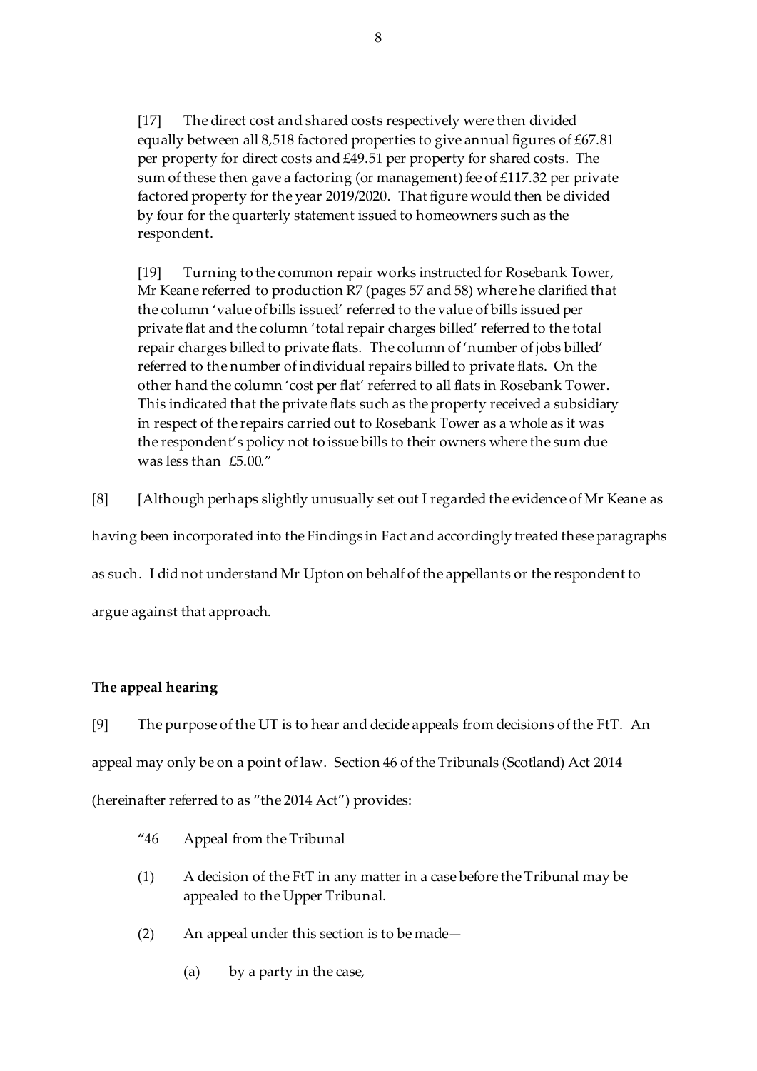> [17] The direct cost and shared costs respectively were then divided equally between all 8,518 factored properties to give annual figures of £67.81 per property for direct costs and £49.51 per property for shared costs. The sum of these then gave a factoring (or management) fee of £117.32 per private factored property for the year 2019/2020. That figure would then be divided by four for the quarterly statement issued to homeowners such as the respondent.
>
> [19] Turning to the common repair works instructed for Rosebank Tower, Mr Keane referred to production R7 (pages 57 and 58) where he clarified that the column 'value of bills issued' referred to the value of bills issued per private flat and the column 'total repair charges billed' referred to the total repair charges billed to private flats. The column of 'number of jobs billed' referred to the number of individual repairs billed to private flats. On the other hand the column 'cost per flat' referred to all flats in Rosebank Tower. This indicated that the private flats such as the property received a subsidiary in respect of the repairs carried out to Rosebank Tower as a whole as it was the respondent's policy not to issue bills to their owners where the sum due was less than £5.00."

[8] [Although perhaps slightly unusually set out I regarded the evidence of Mr Keane as having been incorporated into the Findings in Fact and accordingly treated these paragraphs as such. I did not understand Mr Upton on behalf of the appellants or the respondent to argue against that approach.

**The appeal hearing**

[9] The purpose of the UT is to hear and decide appeals from decisions of the FtT. An appeal may only be on a point of law. Section 46 of the Tribunals (Scotland) Act 2014 (hereinafter referred to as "the 2014 Act") provides:

> "46 Appeal from the Tribunal
>
> (1) A decision of the FtT in any matter in a case before the Tribunal may be appealed to the Upper Tribunal.
>
> (2) An appeal under this section is to be made—
>
> (a) by a party in the case,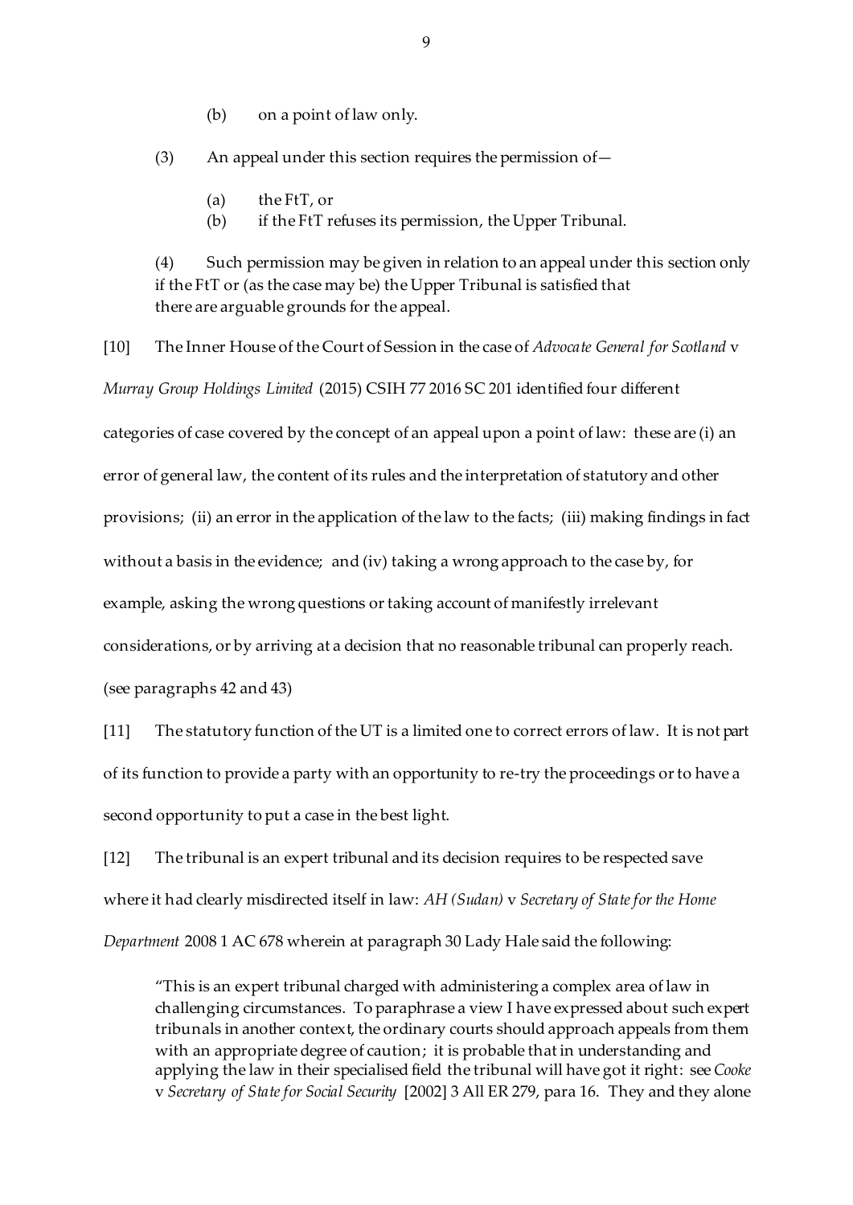(b) on a point of law only.

(3) An appeal under this section requires the permission of—

(a) the FtT, or
(b) if the FtT refuses its permission, the Upper Tribunal.

(4) Such permission may be given in relation to an appeal under this section only if the FtT or (as the case may be) the Upper Tribunal is satisfied that there are arguable grounds for the appeal.

[10] The Inner House of the Court of Session in the case of *Advocate General for Scotland* v *Murray Group Holdings Limited* (2015) CSIH 77 2016 SC 201 identified four different categories of case covered by the concept of an appeal upon a point of law: these are (i) an error of general law, the content of its rules and the interpretation of statutory and other provisions; (ii) an error in the application of the law to the facts; (iii) making findings in fact without a basis in the evidence; and (iv) taking a wrong approach to the case by, for example, asking the wrong questions or taking account of manifestly irrelevant considerations, or by arriving at a decision that no reasonable tribunal can properly reach. (see paragraphs 42 and 43)

[11] The statutory function of the UT is a limited one to correct errors of law. It is not part of its function to provide a party with an opportunity to re-try the proceedings or to have a second opportunity to put a case in the best light.

[12] The tribunal is an expert tribunal and its decision requires to be respected save where it had clearly misdirected itself in law: *AH (Sudan)* v *Secretary of State for the Home Department* 2008 1 AC 678 wherein at paragraph 30 Lady Hale said the following:

> "This is an expert tribunal charged with administering a complex area of law in challenging circumstances. To paraphrase a view I have expressed about such expert tribunals in another context, the ordinary courts should approach appeals from them with an appropriate degree of caution; it is probable that in understanding and applying the law in their specialised field the tribunal will have got it right: see *Cooke* v *Secretary of State for Social Security* [2002] 3 All ER 279, para 16. They and they alone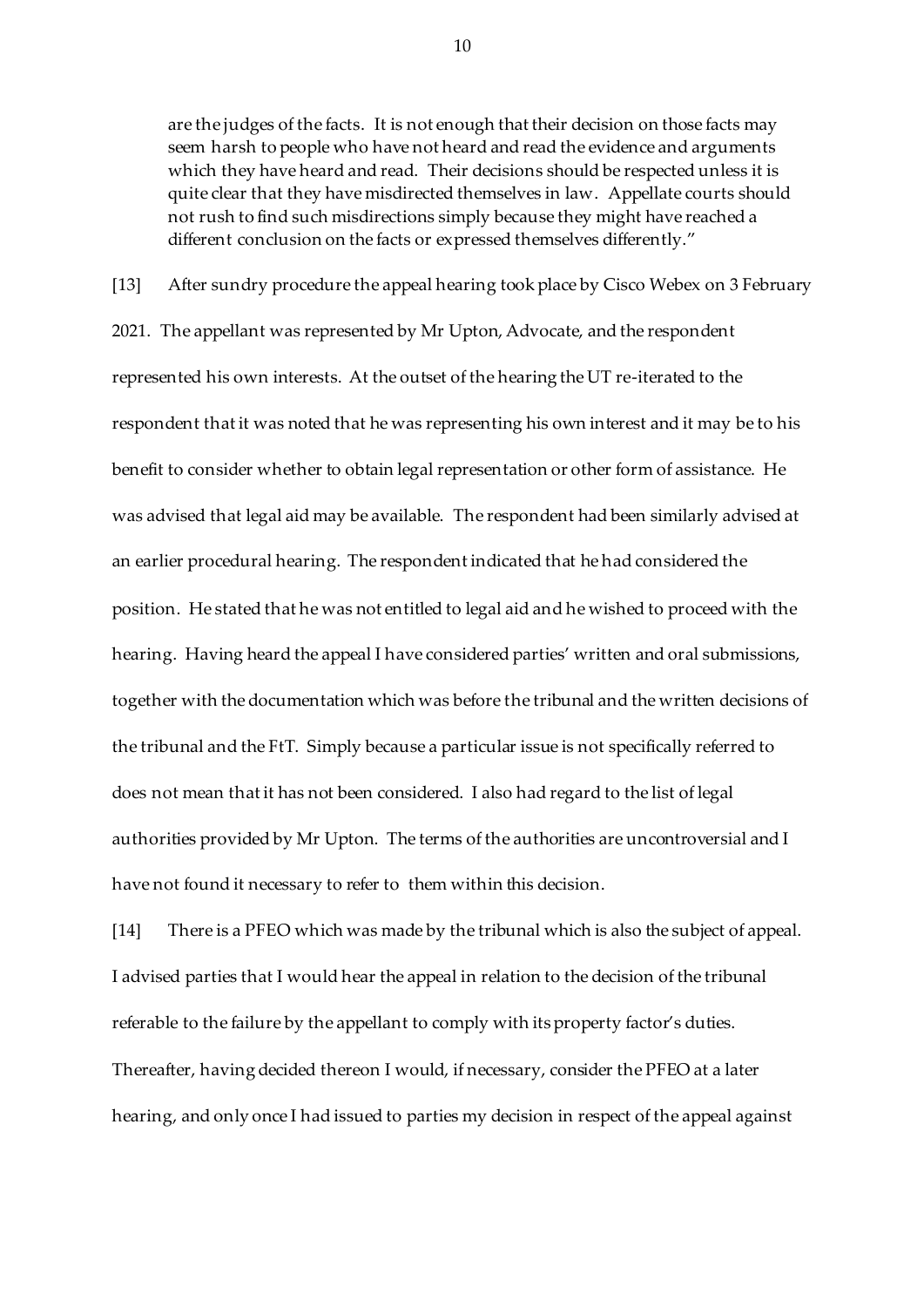> are the judges of the facts. It is not enough that their decision on those facts may seem harsh to people who have not heard and read the evidence and arguments which they have heard and read. Their decisions should be respected unless it is quite clear that they have misdirected themselves in law. Appellate courts should not rush to find such misdirections simply because they might have reached a different conclusion on the facts or expressed themselves differently."

[13] After sundry procedure the appeal hearing took place by Cisco Webex on 3 February 2021. The appellant was represented by Mr Upton, Advocate, and the respondent represented his own interests. At the outset of the hearing the UT re-iterated to the respondent that it was noted that he was representing his own interest and it may be to his benefit to consider whether to obtain legal representation or other form of assistance. He was advised that legal aid may be available. The respondent had been similarly advised at an earlier procedural hearing. The respondent indicated that he had considered the position. He stated that he was not entitled to legal aid and he wished to proceed with the hearing. Having heard the appeal I have considered parties' written and oral submissions, together with the documentation which was before the tribunal and the written decisions of the tribunal and the FtT. Simply because a particular issue is not specifically referred to does not mean that it has not been considered. I also had regard to the list of legal authorities provided by Mr Upton. The terms of the authorities are uncontroversial and I have not found it necessary to refer to them within this decision.

[14] There is a PFEO which was made by the tribunal which is also the subject of appeal. I advised parties that I would hear the appeal in relation to the decision of the tribunal referable to the failure by the appellant to comply with its property factor's duties. Thereafter, having decided thereon I would, if necessary, consider the PFEO at a later hearing, and only once I had issued to parties my decision in respect of the appeal against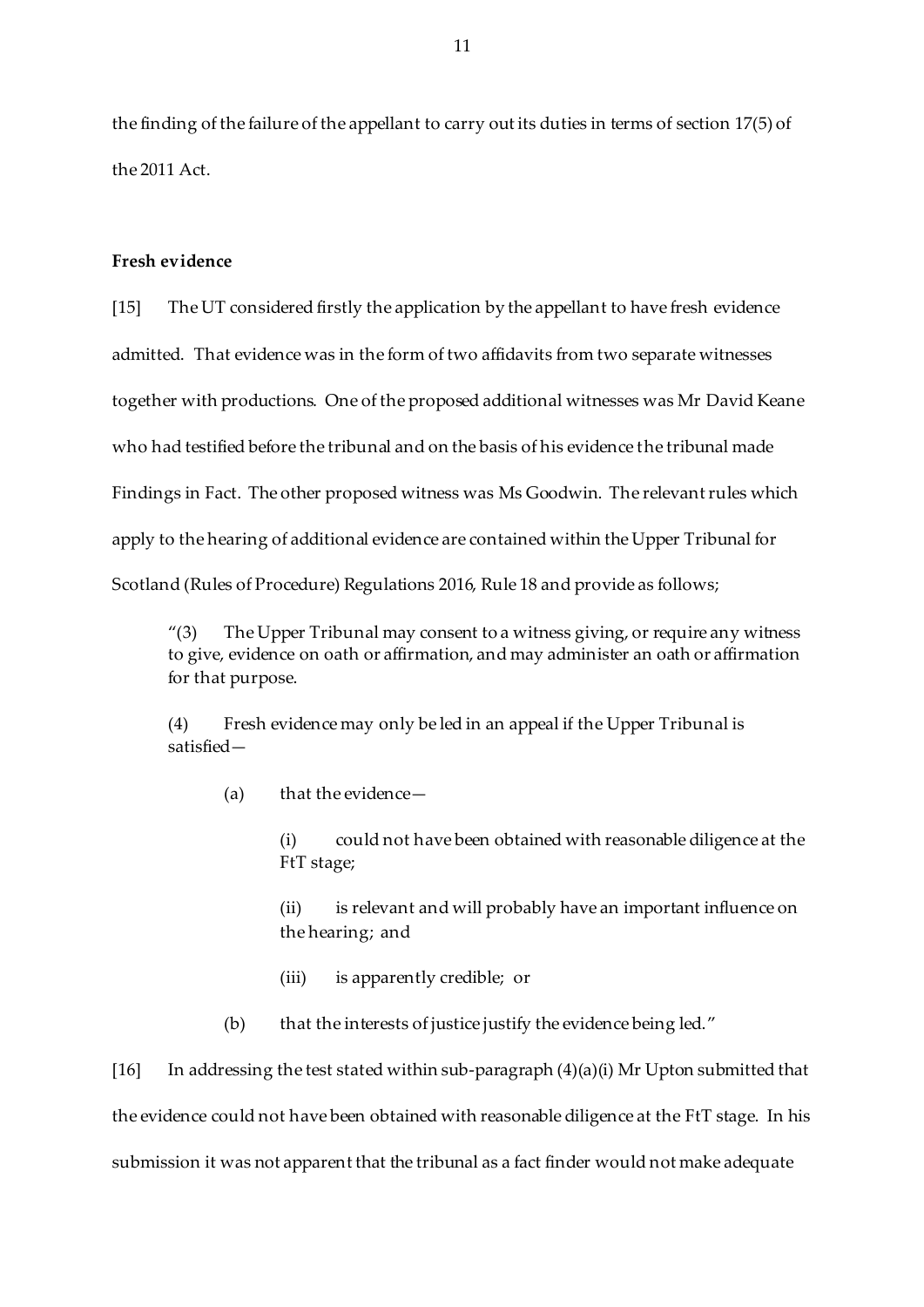the finding of the failure of the appellant to carry out its duties in terms of section 17(5) of the 2011 Act.

**Fresh evidence**

[15] The UT considered firstly the application by the appellant to have fresh evidence admitted. That evidence was in the form of two affidavits from two separate witnesses together with productions. One of the proposed additional witnesses was Mr David Keane who had testified before the tribunal and on the basis of his evidence the tribunal made Findings in Fact. The other proposed witness was Ms Goodwin. The relevant rules which apply to the hearing of additional evidence are contained within the Upper Tribunal for Scotland (Rules of Procedure) Regulations 2016, Rule 18 and provide as follows;

> "(3) The Upper Tribunal may consent to a witness giving, or require any witness to give, evidence on oath or affirmation, and may administer an oath or affirmation for that purpose.
>
> (4) Fresh evidence may only be led in an appeal if the Upper Tribunal is satisfied—
>
> (a) that the evidence—
>
> (i) could not have been obtained with reasonable diligence at the FtT stage;
>
> (ii) is relevant and will probably have an important influence on the hearing; and
>
> (iii) is apparently credible; or
>
> (b) that the interests of justice justify the evidence being led."

[16] In addressing the test stated within sub-paragraph (4)(a)(i) Mr Upton submitted that the evidence could not have been obtained with reasonable diligence at the FtT stage. In his submission it was not apparent that the tribunal as a fact finder would not make adequate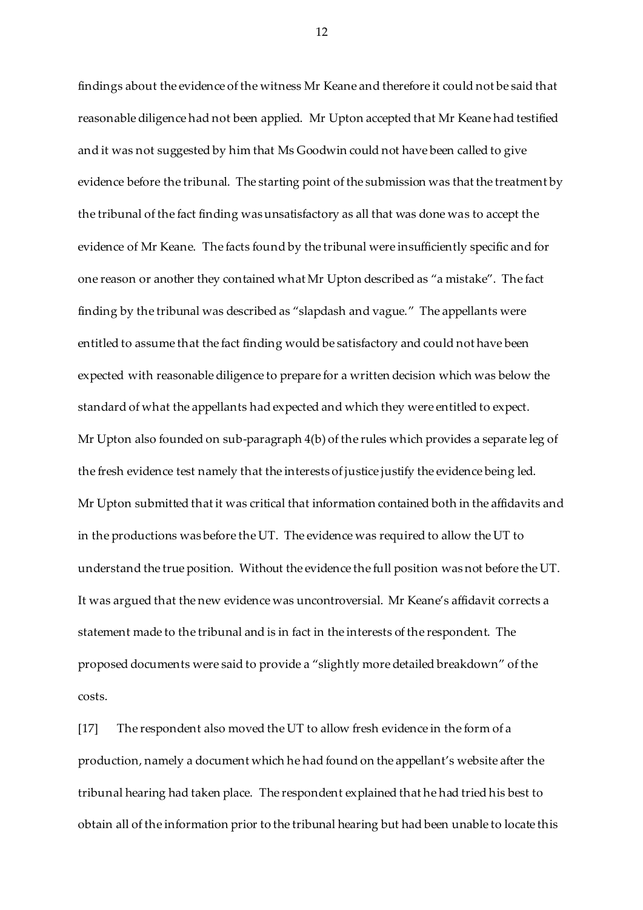findings about the evidence of the witness Mr Keane and therefore it could not be said that reasonable diligence had not been applied. Mr Upton accepted that Mr Keane had testified and it was not suggested by him that Ms Goodwin could not have been called to give evidence before the tribunal. The starting point of the submission was that the treatment by the tribunal of the fact finding was unsatisfactory as all that was done was to accept the evidence of Mr Keane. The facts found by the tribunal were insufficiently specific and for one reason or another they contained what Mr Upton described as "a mistake". The fact finding by the tribunal was described as "slapdash and vague." The appellants were entitled to assume that the fact finding would be satisfactory and could not have been expected with reasonable diligence to prepare for a written decision which was below the standard of what the appellants had expected and which they were entitled to expect. Mr Upton also founded on sub-paragraph 4(b) of the rules which provides a separate leg of the fresh evidence test namely that the interests of justice justify the evidence being led. Mr Upton submitted that it was critical that information contained both in the affidavits and in the productions was before the UT. The evidence was required to allow the UT to understand the true position. Without the evidence the full position was not before the UT. It was argued that the new evidence was uncontroversial. Mr Keane's affidavit corrects a statement made to the tribunal and is in fact in the interests of the respondent. The proposed documents were said to provide a "slightly more detailed breakdown" of the costs.

[17] The respondent also moved the UT to allow fresh evidence in the form of a production, namely a document which he had found on the appellant's website after the tribunal hearing had taken place. The respondent explained that he had tried his best to obtain all of the information prior to the tribunal hearing but had been unable to locate this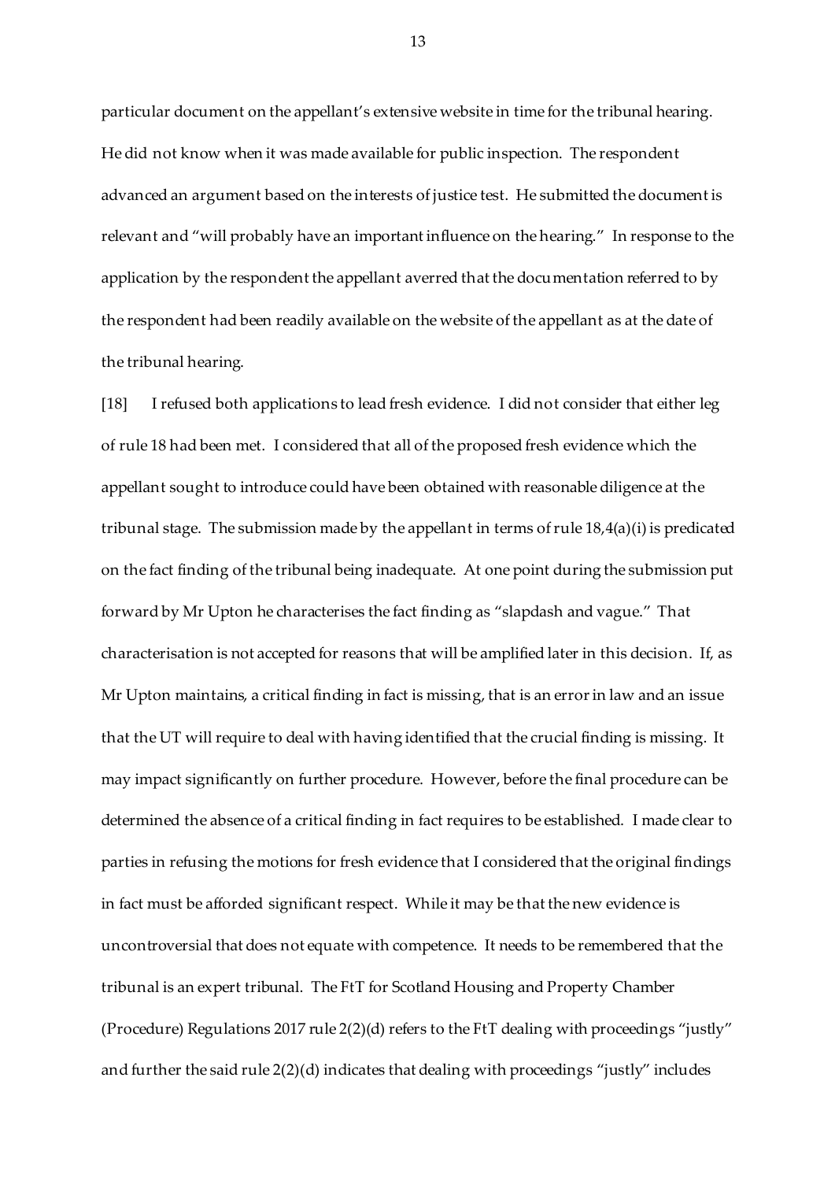particular document on the appellant's extensive website in time for the tribunal hearing. He did not know when it was made available for public inspection. The respondent advanced an argument based on the interests of justice test. He submitted the document is relevant and "will probably have an important influence on the hearing." In response to the application by the respondent the appellant averred that the documentation referred to by the respondent had been readily available on the website of the appellant as at the date of the tribunal hearing.

[18] I refused both applications to lead fresh evidence. I did not consider that either leg of rule 18 had been met. I considered that all of the proposed fresh evidence which the appellant sought to introduce could have been obtained with reasonable diligence at the tribunal stage. The submission made by the appellant in terms of rule 18,4(a)(i) is predicated on the fact finding of the tribunal being inadequate. At one point during the submission put forward by Mr Upton he characterises the fact finding as "slapdash and vague." That characterisation is not accepted for reasons that will be amplified later in this decision. If, as Mr Upton maintains, a critical finding in fact is missing, that is an error in law and an issue that the UT will require to deal with having identified that the crucial finding is missing. It may impact significantly on further procedure. However, before the final procedure can be determined the absence of a critical finding in fact requires to be established. I made clear to parties in refusing the motions for fresh evidence that I considered that the original findings in fact must be afforded significant respect. While it may be that the new evidence is uncontroversial that does not equate with competence. It needs to be remembered that the tribunal is an expert tribunal. The FtT for Scotland Housing and Property Chamber (Procedure) Regulations 2017 rule 2(2)(d) refers to the FtT dealing with proceedings "justly" and further the said rule 2(2)(d) indicates that dealing with proceedings "justly" includes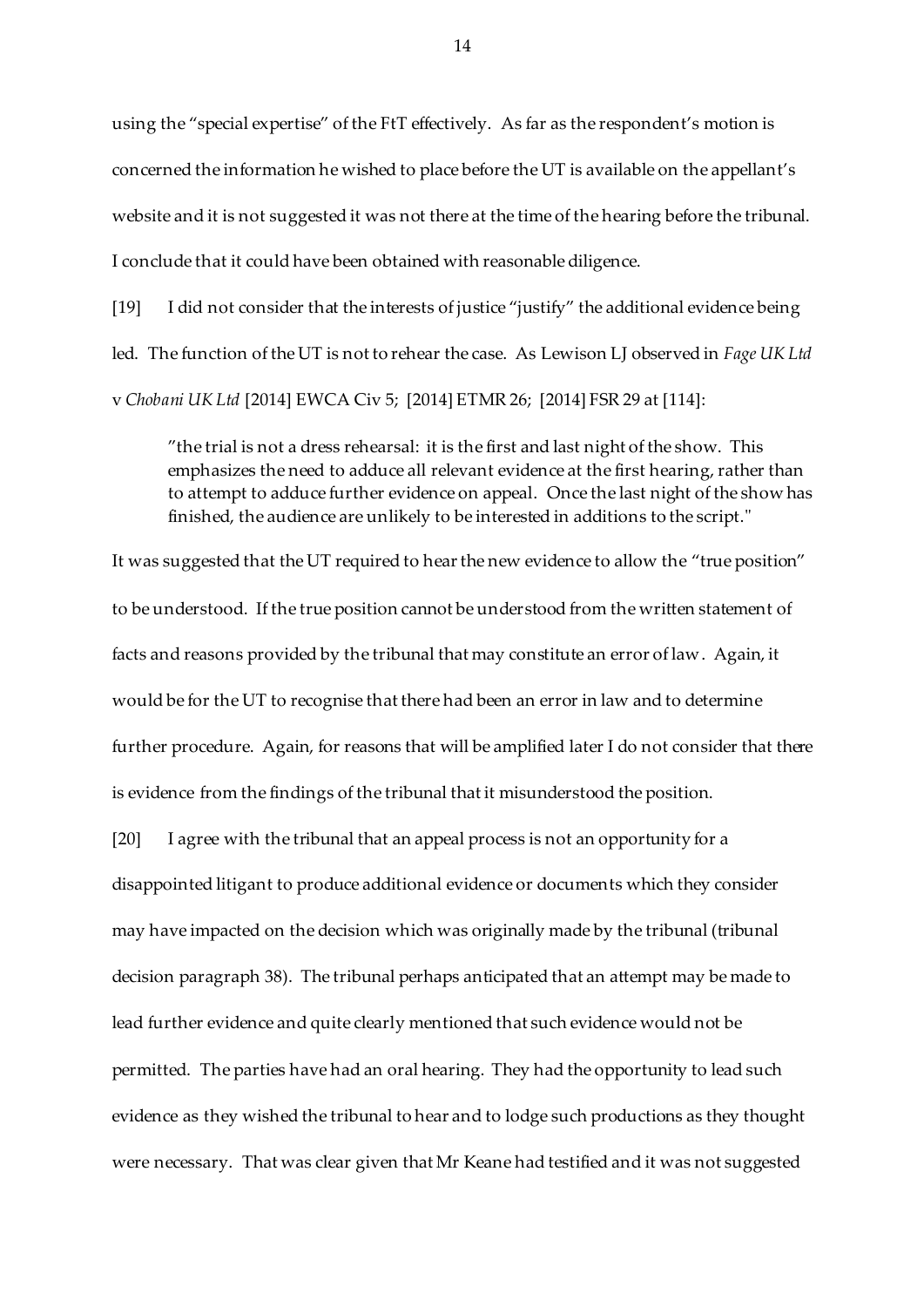using the "special expertise" of the FtT effectively. As far as the respondent's motion is concerned the information he wished to place before the UT is available on the appellant's website and it is not suggested it was not there at the time of the hearing before the tribunal. I conclude that it could have been obtained with reasonable diligence.

[19] I did not consider that the interests of justice "justify" the additional evidence being led. The function of the UT is not to rehear the case. As Lewison LJ observed in *Fage UK Ltd* v *Chobani UK Ltd* [2014] EWCA Civ 5; [2014] ETMR 26; [2014] FSR 29 at [114]:

> "the trial is not a dress rehearsal: it is the first and last night of the show. This emphasizes the need to adduce all relevant evidence at the first hearing, rather than to attempt to adduce further evidence on appeal. Once the last night of the show has finished, the audience are unlikely to be interested in additions to the script."

It was suggested that the UT required to hear the new evidence to allow the "true position" to be understood. If the true position cannot be understood from the written statement of facts and reasons provided by the tribunal that may constitute an error of law. Again, it would be for the UT to recognise that there had been an error in law and to determine further procedure. Again, for reasons that will be amplified later I do not consider that there is evidence from the findings of the tribunal that it misunderstood the position.

[20] I agree with the tribunal that an appeal process is not an opportunity for a disappointed litigant to produce additional evidence or documents which they consider may have impacted on the decision which was originally made by the tribunal (tribunal decision paragraph 38). The tribunal perhaps anticipated that an attempt may be made to lead further evidence and quite clearly mentioned that such evidence would not be permitted. The parties have had an oral hearing. They had the opportunity to lead such evidence as they wished the tribunal to hear and to lodge such productions as they thought were necessary. That was clear given that Mr Keane had testified and it was not suggested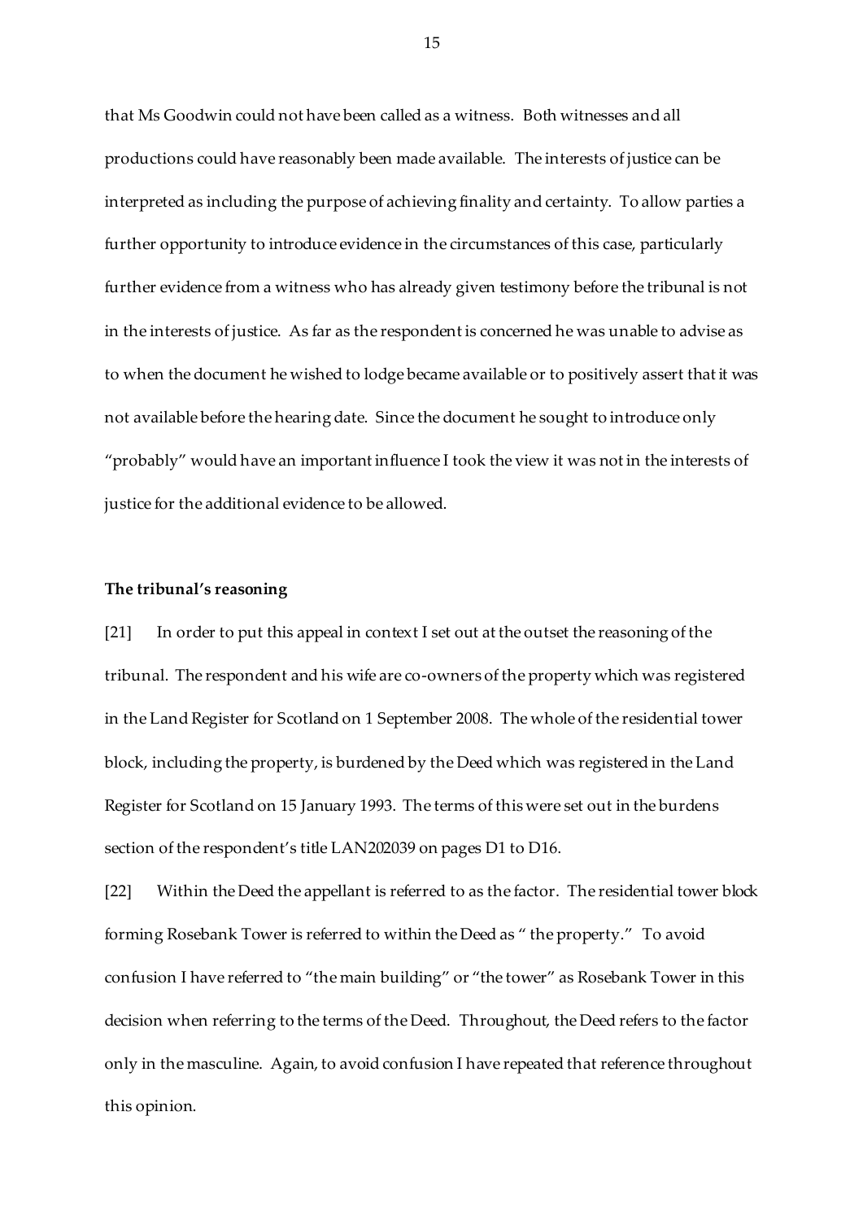that Ms Goodwin could not have been called as a witness. Both witnesses and all productions could have reasonably been made available. The interests of justice can be interpreted as including the purpose of achieving finality and certainty. To allow parties a further opportunity to introduce evidence in the circumstances of this case, particularly further evidence from a witness who has already given testimony before the tribunal is not in the interests of justice. As far as the respondent is concerned he was unable to advise as to when the document he wished to lodge became available or to positively assert that it was not available before the hearing date. Since the document he sought to introduce only "probably" would have an important influence I took the view it was not in the interests of justice for the additional evidence to be allowed.

**The tribunal's reasoning**

[21] In order to put this appeal in context I set out at the outset the reasoning of the tribunal. The respondent and his wife are co-owners of the property which was registered in the Land Register for Scotland on 1 September 2008. The whole of the residential tower block, including the property, is burdened by the Deed which was registered in the Land Register for Scotland on 15 January 1993. The terms of this were set out in the burdens section of the respondent's title LAN202039 on pages D1 to D16.

[22] Within the Deed the appellant is referred to as the factor. The residential tower block forming Rosebank Tower is referred to within the Deed as " the property." To avoid confusion I have referred to "the main building" or "the tower" as Rosebank Tower in this decision when referring to the terms of the Deed. Throughout, the Deed refers to the factor only in the masculine. Again, to avoid confusion I have repeated that reference throughout this opinion.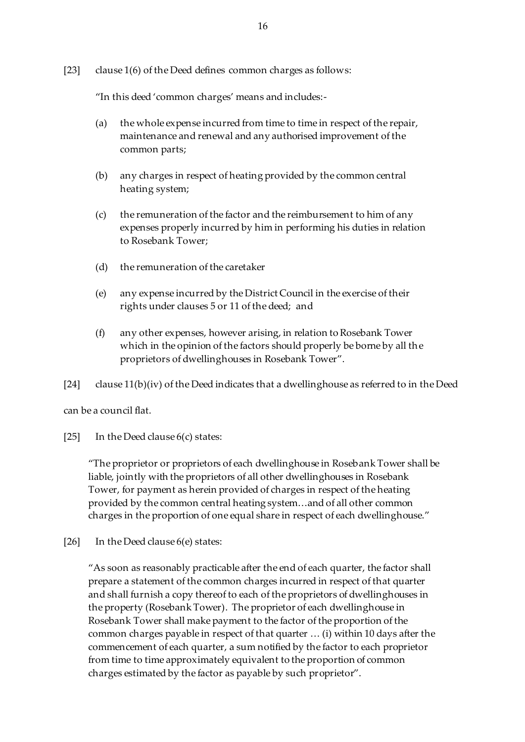[23] clause 1(6) of the Deed defines common charges as follows:

> "In this deed 'common charges' means and includes:-
>
> (a) the whole expense incurred from time to time in respect of the repair, maintenance and renewal and any authorised improvement of the common parts;
>
> (b) any charges in respect of heating provided by the common central heating system;
>
> (c) the remuneration of the factor and the reimbursement to him of any expenses properly incurred by him in performing his duties in relation to Rosebank Tower;
>
> (d) the remuneration of the caretaker
>
> (e) any expense incurred by the District Council in the exercise of their rights under clauses 5 or 11 of the deed; and
>
> (f) any other expenses, however arising, in relation to Rosebank Tower which in the opinion of the factors should properly be borne by all the proprietors of dwellinghouses in Rosebank Tower".

[24] clause 11(b)(iv) of the Deed indicates that a dwellinghouse as referred to in the Deed can be a council flat.

[25] In the Deed clause 6(c) states:

> "The proprietor or proprietors of each dwellinghouse in Rosebank Tower shall be liable, jointly with the proprietors of all other dwellinghouses in Rosebank Tower, for payment as herein provided of charges in respect of the heating provided by the common central heating system…and of all other common charges in the proportion of one equal share in respect of each dwellinghouse."

[26] In the Deed clause 6(e) states:

> "As soon as reasonably practicable after the end of each quarter, the factor shall prepare a statement of the common charges incurred in respect of that quarter and shall furnish a copy thereof to each of the proprietors of dwellinghouses in the property (Rosebank Tower). The proprietor of each dwellinghouse in Rosebank Tower shall make payment to the factor of the proportion of the common charges payable in respect of that quarter … (i) within 10 days after the commencement of each quarter, a sum notified by the factor to each proprietor from time to time approximately equivalent to the proportion of common charges estimated by the factor as payable by such proprietor".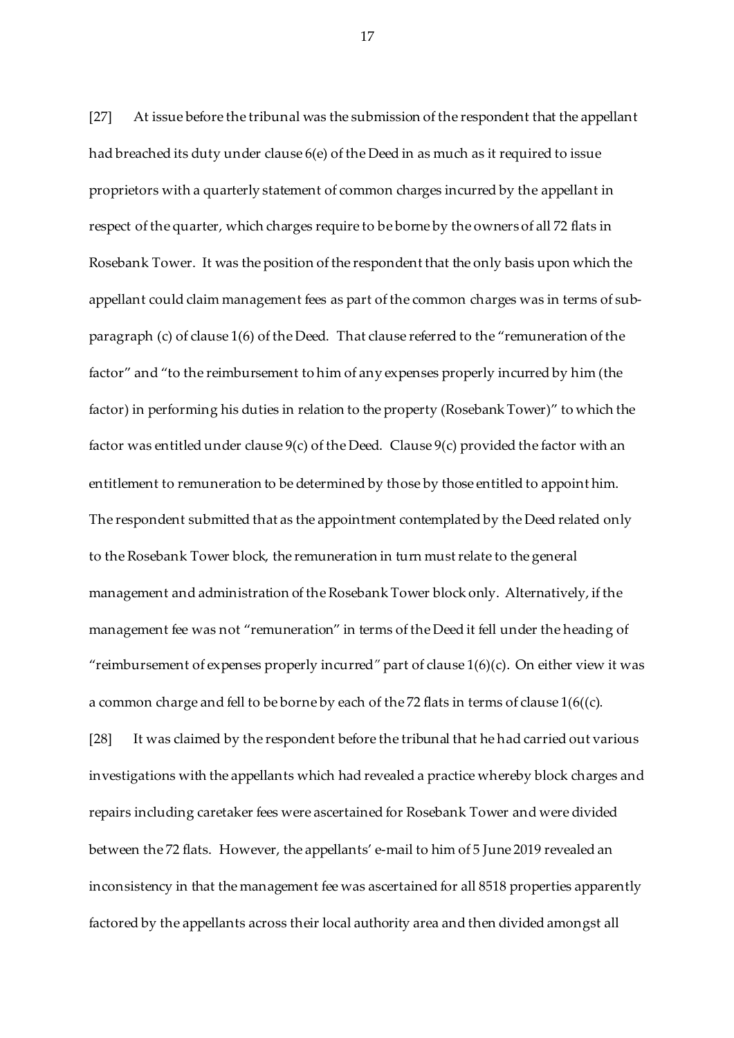[27] At issue before the tribunal was the submission of the respondent that the appellant had breached its duty under clause 6(e) of the Deed in as much as it required to issue proprietors with a quarterly statement of common charges incurred by the appellant in respect of the quarter, which charges require to be borne by the owners of all 72 flats in Rosebank Tower. It was the position of the respondent that the only basis upon which the appellant could claim management fees as part of the common charges was in terms of sub-paragraph (c) of clause 1(6) of the Deed. That clause referred to the "remuneration of the factor" and "to the reimbursement to him of any expenses properly incurred by him (the factor) in performing his duties in relation to the property (Rosebank Tower)" to which the factor was entitled under clause 9(c) of the Deed. Clause 9(c) provided the factor with an entitlement to remuneration to be determined by those by those entitled to appoint him. The respondent submitted that as the appointment contemplated by the Deed related only to the Rosebank Tower block, the remuneration in turn must relate to the general management and administration of the Rosebank Tower block only. Alternatively, if the management fee was not "remuneration" in terms of the Deed it fell under the heading of "reimbursement of expenses properly incurred" part of clause 1(6)(c). On either view it was a common charge and fell to be borne by each of the 72 flats in terms of clause 1(6((c).

[28] It was claimed by the respondent before the tribunal that he had carried out various investigations with the appellants which had revealed a practice whereby block charges and repairs including caretaker fees were ascertained for Rosebank Tower and were divided between the 72 flats. However, the appellants' e-mail to him of 5 June 2019 revealed an inconsistency in that the management fee was ascertained for all 8518 properties apparently factored by the appellants across their local authority area and then divided amongst all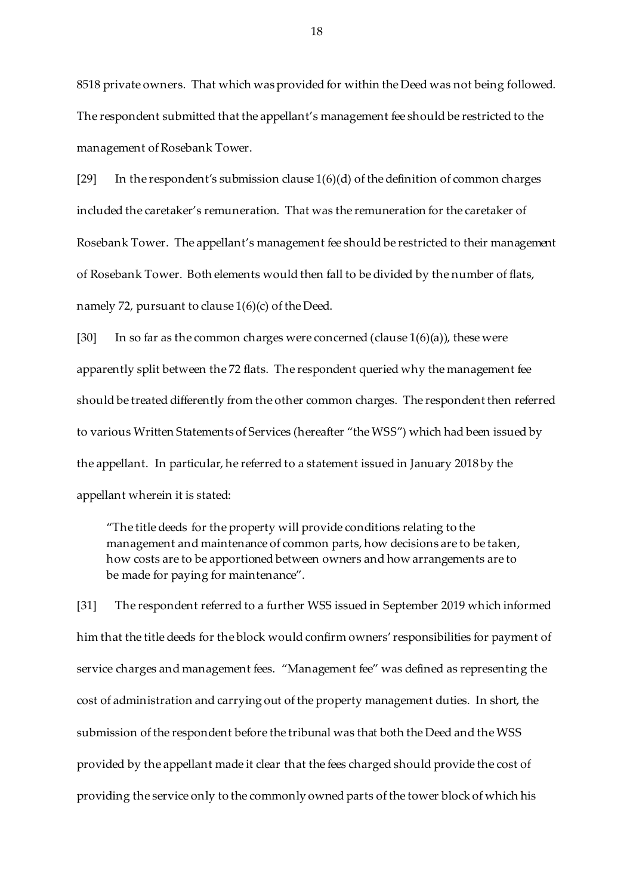8518 private owners. That which was provided for within the Deed was not being followed. The respondent submitted that the appellant's management fee should be restricted to the management of Rosebank Tower.

[29] In the respondent's submission clause 1(6)(d) of the definition of common charges included the caretaker's remuneration. That was the remuneration for the caretaker of Rosebank Tower. The appellant's management fee should be restricted to their management of Rosebank Tower. Both elements would then fall to be divided by the number of flats, namely 72, pursuant to clause 1(6)(c) of the Deed.

[30] In so far as the common charges were concerned (clause 1(6)(a)), these were apparently split between the 72 flats. The respondent queried why the management fee should be treated differently from the other common charges. The respondent then referred to various Written Statements of Services (hereafter "the WSS") which had been issued by the appellant. In particular, he referred to a statement issued in January 2018 by the appellant wherein it is stated:

> "The title deeds for the property will provide conditions relating to the management and maintenance of common parts, how decisions are to be taken, how costs are to be apportioned between owners and how arrangements are to be made for paying for maintenance".

[31] The respondent referred to a further WSS issued in September 2019 which informed him that the title deeds for the block would confirm owners' responsibilities for payment of service charges and management fees. "Management fee" was defined as representing the cost of administration and carrying out of the property management duties. In short, the submission of the respondent before the tribunal was that both the Deed and the WSS provided by the appellant made it clear that the fees charged should provide the cost of providing the service only to the commonly owned parts of the tower block of which his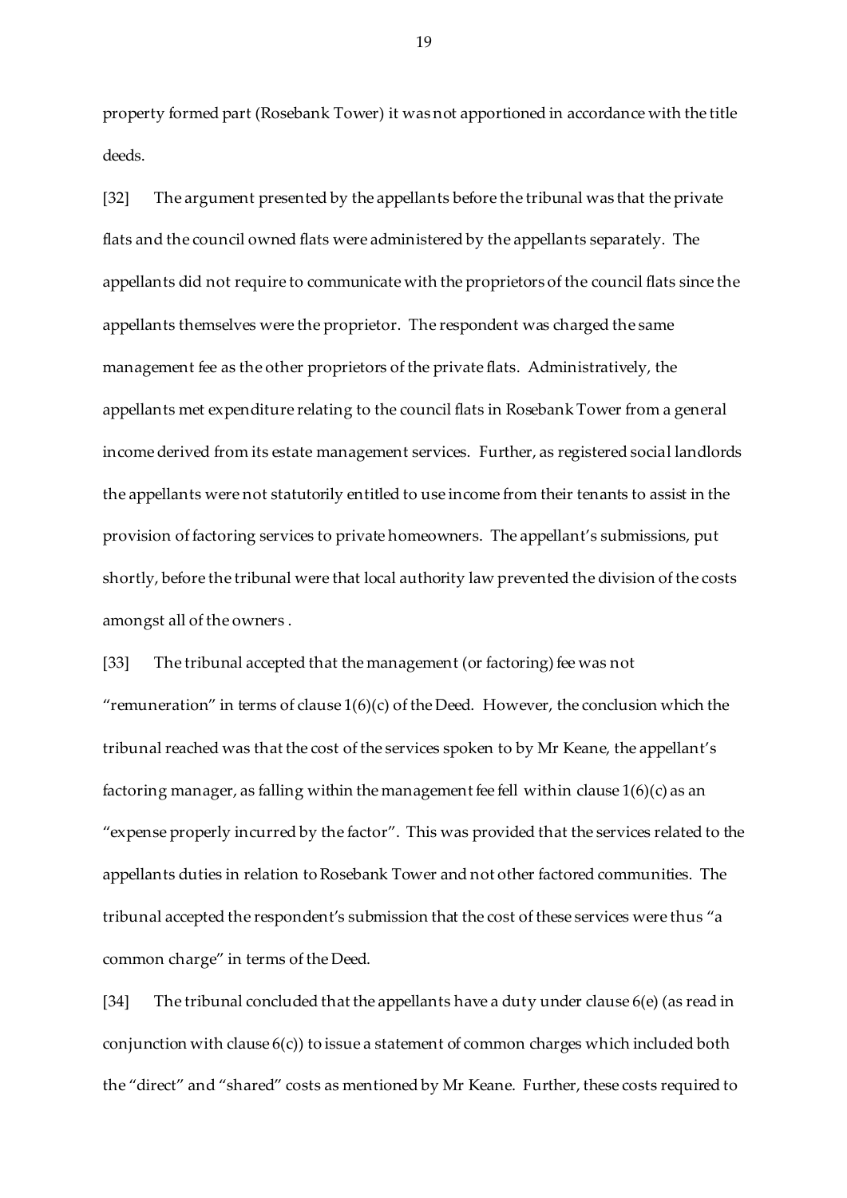property formed part (Rosebank Tower) it was not apportioned in accordance with the title deeds.

[32] The argument presented by the appellants before the tribunal was that the private flats and the council owned flats were administered by the appellants separately. The appellants did not require to communicate with the proprietors of the council flats since the appellants themselves were the proprietor. The respondent was charged the same management fee as the other proprietors of the private flats. Administratively, the appellants met expenditure relating to the council flats in Rosebank Tower from a general income derived from its estate management services. Further, as registered social landlords the appellants were not statutorily entitled to use income from their tenants to assist in the provision of factoring services to private homeowners. The appellant's submissions, put shortly, before the tribunal were that local authority law prevented the division of the costs amongst all of the owners .

[33] The tribunal accepted that the management (or factoring) fee was not "remuneration" in terms of clause 1(6)(c) of the Deed. However, the conclusion which the tribunal reached was that the cost of the services spoken to by Mr Keane, the appellant's factoring manager, as falling within the management fee fell within clause 1(6)(c) as an "expense properly incurred by the factor". This was provided that the services related to the appellants duties in relation to Rosebank Tower and not other factored communities. The tribunal accepted the respondent's submission that the cost of these services were thus "a common charge" in terms of the Deed.

[34] The tribunal concluded that the appellants have a duty under clause 6(e) (as read in conjunction with clause 6(c)) to issue a statement of common charges which included both the "direct" and "shared" costs as mentioned by Mr Keane. Further, these costs required to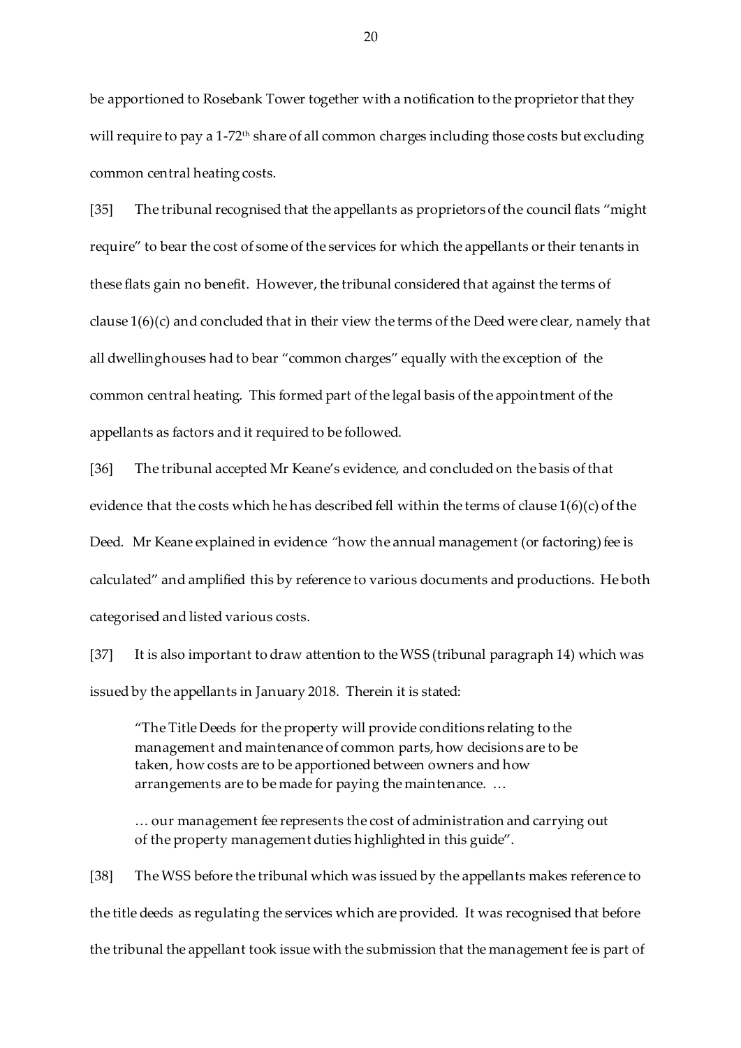be apportioned to Rosebank Tower together with a notification to the proprietor that they will require to pay a 1-72[th] share of all common charges including those costs but excluding common central heating costs.

[35] The tribunal recognised that the appellants as proprietors of the council flats "might require" to bear the cost of some of the services for which the appellants or their tenants in these flats gain no benefit. However, the tribunal considered that against the terms of clause 1(6)(c) and concluded that in their view the terms of the Deed were clear, namely that all dwellinghouses had to bear "common charges" equally with the exception of the common central heating. This formed part of the legal basis of the appointment of the appellants as factors and it required to be followed.

[36] The tribunal accepted Mr Keane's evidence, and concluded on the basis of that evidence that the costs which he has described fell within the terms of clause 1(6)(c) of the Deed. Mr Keane explained in evidence "how the annual management (or factoring) fee is calculated" and amplified this by reference to various documents and productions. He both categorised and listed various costs.

[37] It is also important to draw attention to the WSS (tribunal paragraph 14) which was issued by the appellants in January 2018. Therein it is stated:

> "The Title Deeds for the property will provide conditions relating to the management and maintenance of common parts, how decisions are to be taken, how costs are to be apportioned between owners and how arrangements are to be made for paying the maintenance. …
>
> … our management fee represents the cost of administration and carrying out of the property management duties highlighted in this guide".

[38] The WSS before the tribunal which was issued by the appellants makes reference to the title deeds as regulating the services which are provided. It was recognised that before the tribunal the appellant took issue with the submission that the management fee is part of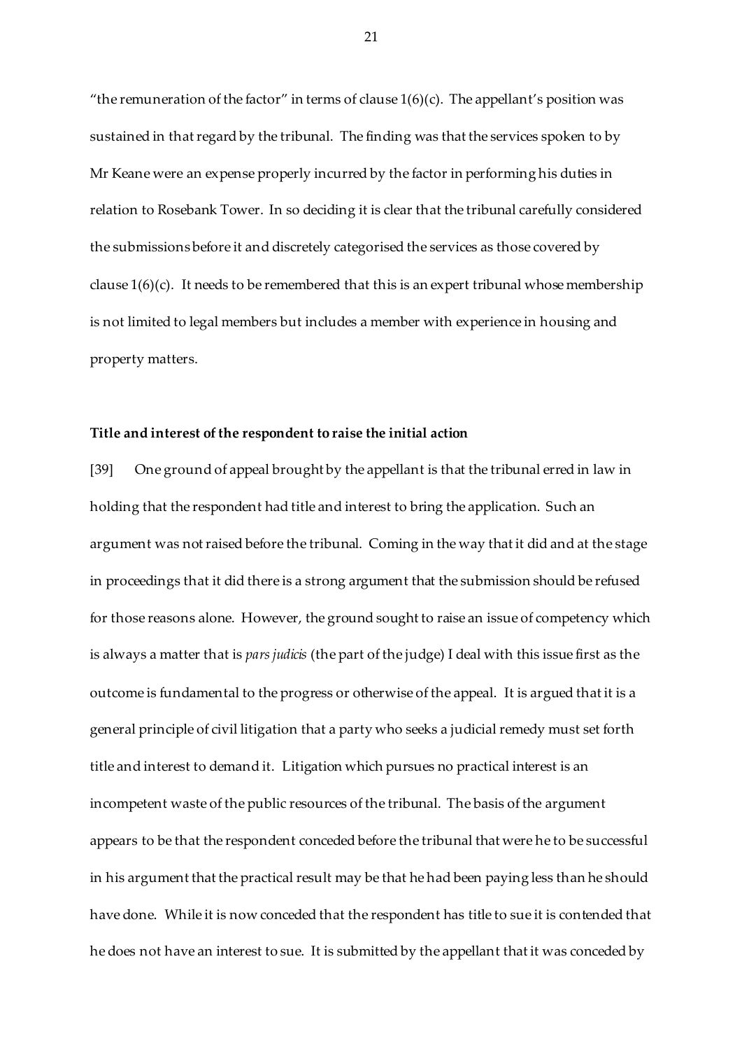"the remuneration of the factor" in terms of clause 1(6)(c). The appellant's position was sustained in that regard by the tribunal. The finding was that the services spoken to by Mr Keane were an expense properly incurred by the factor in performing his duties in relation to Rosebank Tower. In so deciding it is clear that the tribunal carefully considered the submissions before it and discretely categorised the services as those covered by clause 1(6)(c). It needs to be remembered that this is an expert tribunal whose membership is not limited to legal members but includes a member with experience in housing and property matters.

**Title and interest of the respondent to raise the initial action**

[39] One ground of appeal brought by the appellant is that the tribunal erred in law in holding that the respondent had title and interest to bring the application. Such an argument was not raised before the tribunal. Coming in the way that it did and at the stage in proceedings that it did there is a strong argument that the submission should be refused for those reasons alone. However, the ground sought to raise an issue of competency which is always a matter that is *pars judicis* (the part of the judge) I deal with this issue first as the outcome is fundamental to the progress or otherwise of the appeal. It is argued that it is a general principle of civil litigation that a party who seeks a judicial remedy must set forth title and interest to demand it. Litigation which pursues no practical interest is an incompetent waste of the public resources of the tribunal. The basis of the argument appears to be that the respondent conceded before the tribunal that were he to be successful in his argument that the practical result may be that he had been paying less than he should have done. While it is now conceded that the respondent has title to sue it is contended that he does not have an interest to sue. It is submitted by the appellant that it was conceded by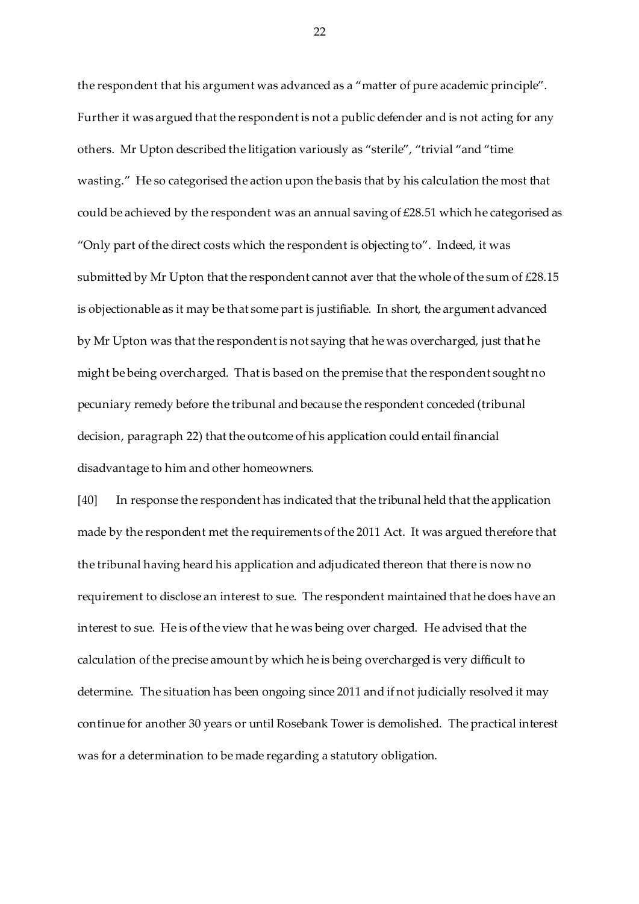the respondent that his argument was advanced as a "matter of pure academic principle". Further it was argued that the respondent is not a public defender and is not acting for any others. Mr Upton described the litigation variously as "sterile", "trivial "and "time wasting." He so categorised the action upon the basis that by his calculation the most that could be achieved by the respondent was an annual saving of £28.51 which he categorised as "Only part of the direct costs which the respondent is objecting to". Indeed, it was submitted by Mr Upton that the respondent cannot aver that the whole of the sum of £28.15 is objectionable as it may be that some part is justifiable. In short, the argument advanced by Mr Upton was that the respondent is not saying that he was overcharged, just that he might be being overcharged. That is based on the premise that the respondent sought no pecuniary remedy before the tribunal and because the respondent conceded (tribunal decision, paragraph 22) that the outcome of his application could entail financial disadvantage to him and other homeowners.

[40] In response the respondent has indicated that the tribunal held that the application made by the respondent met the requirements of the 2011 Act. It was argued therefore that the tribunal having heard his application and adjudicated thereon that there is now no requirement to disclose an interest to sue. The respondent maintained that he does have an interest to sue. He is of the view that he was being over charged. He advised that the calculation of the precise amount by which he is being overcharged is very difficult to determine. The situation has been ongoing since 2011 and if not judicially resolved it may continue for another 30 years or until Rosebank Tower is demolished. The practical interest was for a determination to be made regarding a statutory obligation.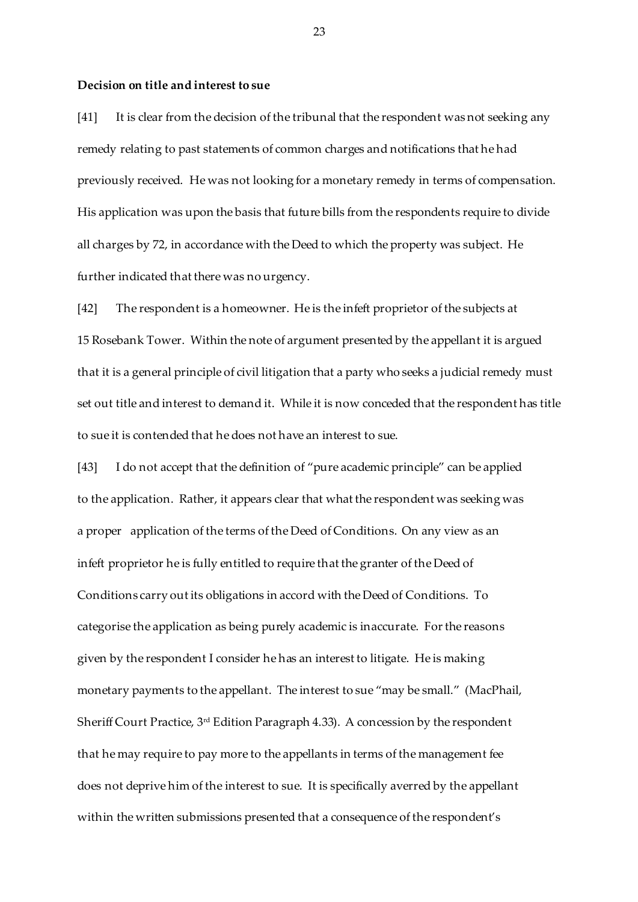**Decision on title and interest to sue**

[41] It is clear from the decision of the tribunal that the respondent was not seeking any remedy relating to past statements of common charges and notifications that he had previously received. He was not looking for a monetary remedy in terms of compensation. His application was upon the basis that future bills from the respondents require to divide all charges by 72, in accordance with the Deed to which the property was subject. He further indicated that there was no urgency.

[42] The respondent is a homeowner. He is the infeft proprietor of the subjects at 15 Rosebank Tower. Within the note of argument presented by the appellant it is argued that it is a general principle of civil litigation that a party who seeks a judicial remedy must set out title and interest to demand it. While it is now conceded that the respondent has title to sue it is contended that he does not have an interest to sue.

[43] I do not accept that the definition of "pure academic principle" can be applied to the application. Rather, it appears clear that what the respondent was seeking was a proper application of the terms of the Deed of Conditions. On any view as an infeft proprietor he is fully entitled to require that the granter of the Deed of Conditions carry out its obligations in accord with the Deed of Conditions. To categorise the application as being purely academic is inaccurate. For the reasons given by the respondent I consider he has an interest to litigate. He is making monetary payments to the appellant. The interest to sue "may be small." (MacPhail, Sheriff Court Practice, 3rd Edition Paragraph 4.33). A concession by the respondent that he may require to pay more to the appellants in terms of the management fee does not deprive him of the interest to sue. It is specifically averred by the appellant within the written submissions presented that a consequence of the respondent's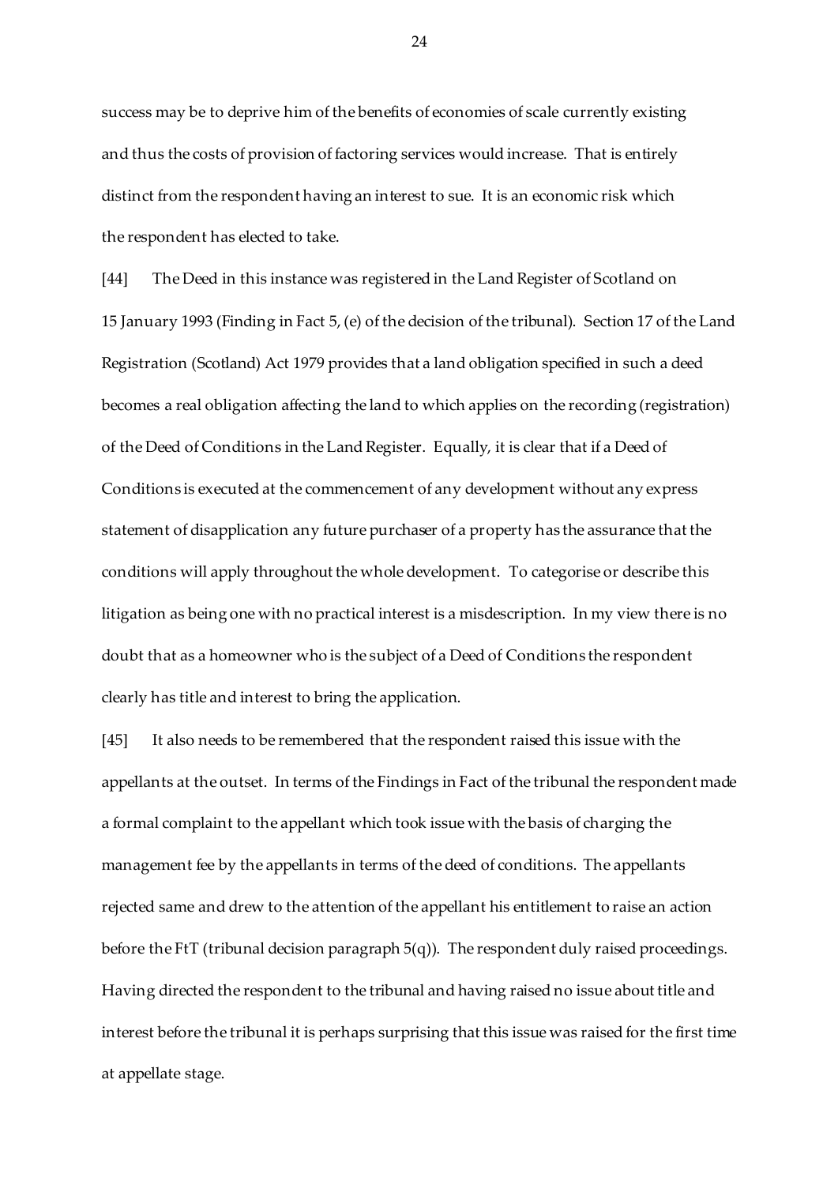success may be to deprive him of the benefits of economies of scale currently existing and thus the costs of provision of factoring services would increase. That is entirely distinct from the respondent having an interest to sue. It is an economic risk which the respondent has elected to take.

[44] The Deed in this instance was registered in the Land Register of Scotland on 15 January 1993 (Finding in Fact 5, (e) of the decision of the tribunal). Section 17 of the Land Registration (Scotland) Act 1979 provides that a land obligation specified in such a deed becomes a real obligation affecting the land to which applies on the recording (registration) of the Deed of Conditions in the Land Register. Equally, it is clear that if a Deed of Conditions is executed at the commencement of any development without any express statement of disapplication any future purchaser of a property has the assurance that the conditions will apply throughout the whole development. To categorise or describe this litigation as being one with no practical interest is a misdescription. In my view there is no doubt that as a homeowner who is the subject of a Deed of Conditions the respondent clearly has title and interest to bring the application.

[45] It also needs to be remembered that the respondent raised this issue with the appellants at the outset. In terms of the Findings in Fact of the tribunal the respondent made a formal complaint to the appellant which took issue with the basis of charging the management fee by the appellants in terms of the deed of conditions. The appellants rejected same and drew to the attention of the appellant his entitlement to raise an action before the FtT (tribunal decision paragraph 5(q)). The respondent duly raised proceedings. Having directed the respondent to the tribunal and having raised no issue about title and interest before the tribunal it is perhaps surprising that this issue was raised for the first time at appellate stage.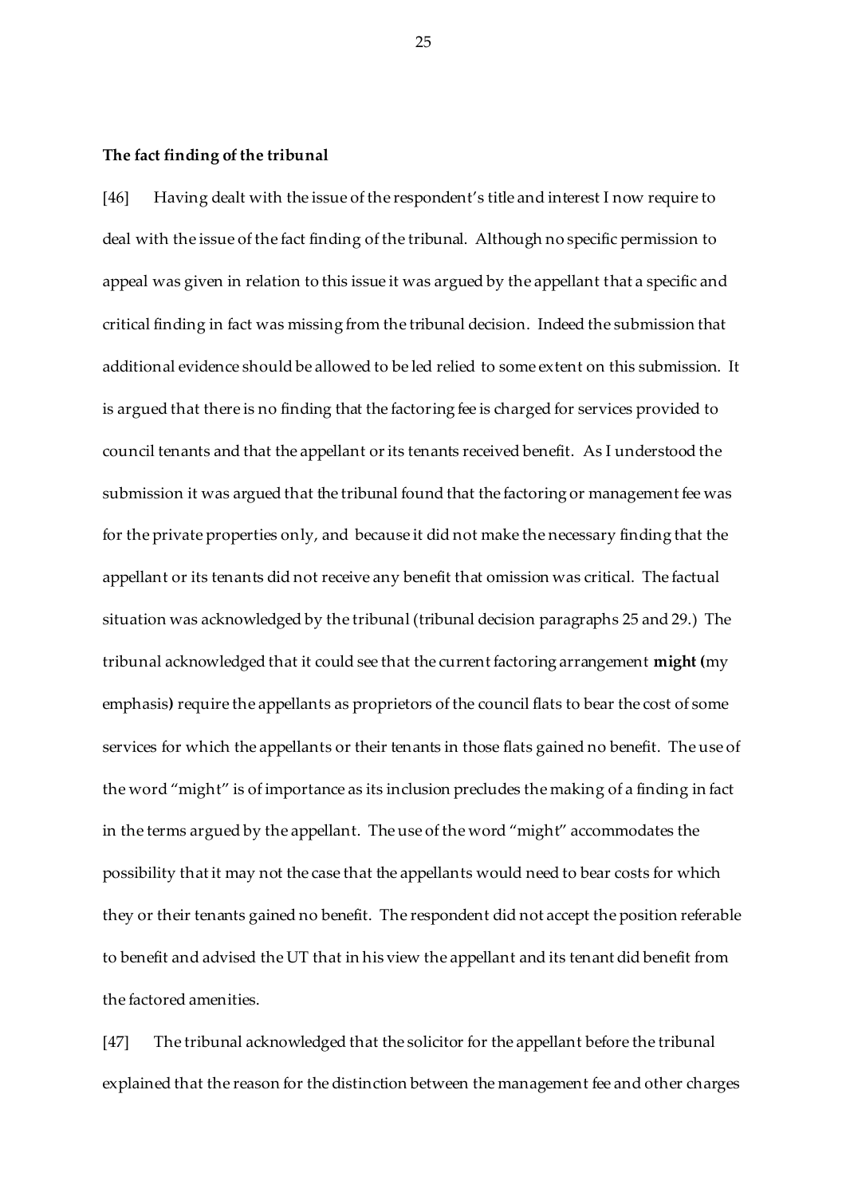**The fact finding of the tribunal**

[46] Having dealt with the issue of the respondent's title and interest I now require to deal with the issue of the fact finding of the tribunal. Although no specific permission to appeal was given in relation to this issue it was argued by the appellant that a specific and critical finding in fact was missing from the tribunal decision. Indeed the submission that additional evidence should be allowed to be led relied to some extent on this submission. It is argued that there is no finding that the factoring fee is charged for services provided to council tenants and that the appellant or its tenants received benefit. As I understood the submission it was argued that the tribunal found that the factoring or management fee was for the private properties only, and because it did not make the necessary finding that the appellant or its tenants did not receive any benefit that omission was critical. The factual situation was acknowledged by the tribunal (tribunal decision paragraphs 25 and 29.) The tribunal acknowledged that it could see that the current factoring arrangement **might (**my emphasis**)** require the appellants as proprietors of the council flats to bear the cost of some services for which the appellants or their tenants in those flats gained no benefit. The use of the word "might" is of importance as its inclusion precludes the making of a finding in fact in the terms argued by the appellant. The use of the word "might" accommodates the possibility that it may not the case that the appellants would need to bear costs for which they or their tenants gained no benefit. The respondent did not accept the position referable to benefit and advised the UT that in his view the appellant and its tenant did benefit from the factored amenities.

[47] The tribunal acknowledged that the solicitor for the appellant before the tribunal explained that the reason for the distinction between the management fee and other charges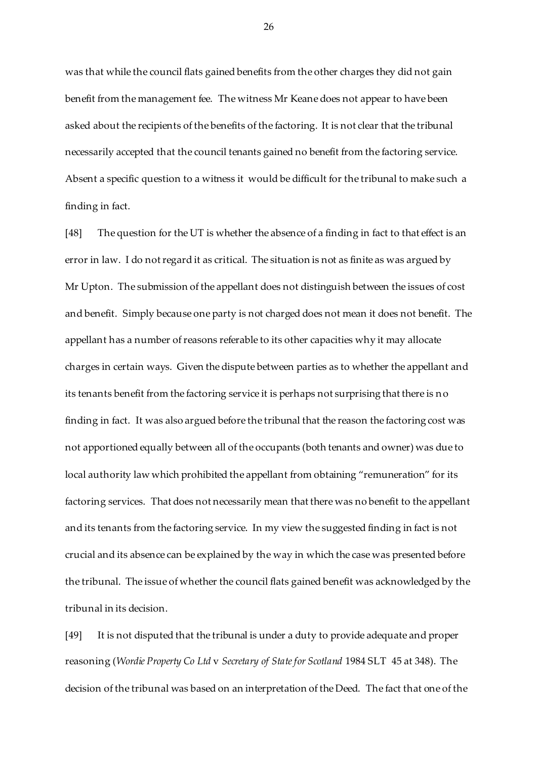was that while the council flats gained benefits from the other charges they did not gain benefit from the management fee. The witness Mr Keane does not appear to have been asked about the recipients of the benefits of the factoring. It is not clear that the tribunal necessarily accepted that the council tenants gained no benefit from the factoring service. Absent a specific question to a witness it would be difficult for the tribunal to make such a finding in fact.

[48] The question for the UT is whether the absence of a finding in fact to that effect is an error in law. I do not regard it as critical. The situation is not as finite as was argued by Mr Upton. The submission of the appellant does not distinguish between the issues of cost and benefit. Simply because one party is not charged does not mean it does not benefit. The appellant has a number of reasons referable to its other capacities why it may allocate charges in certain ways. Given the dispute between parties as to whether the appellant and its tenants benefit from the factoring service it is perhaps not surprising that there is no finding in fact. It was also argued before the tribunal that the reason the factoring cost was not apportioned equally between all of the occupants (both tenants and owner) was due to local authority law which prohibited the appellant from obtaining "remuneration" for its factoring services. That does not necessarily mean that there was no benefit to the appellant and its tenants from the factoring service. In my view the suggested finding in fact is not crucial and its absence can be explained by the way in which the case was presented before the tribunal. The issue of whether the council flats gained benefit was acknowledged by the tribunal in its decision.

[49] It is not disputed that the tribunal is under a duty to provide adequate and proper reasoning (*Wordie Property Co Ltd* v *Secretary of State for Scotland* 1984 SLT 45 at 348). The decision of the tribunal was based on an interpretation of the Deed. The fact that one of the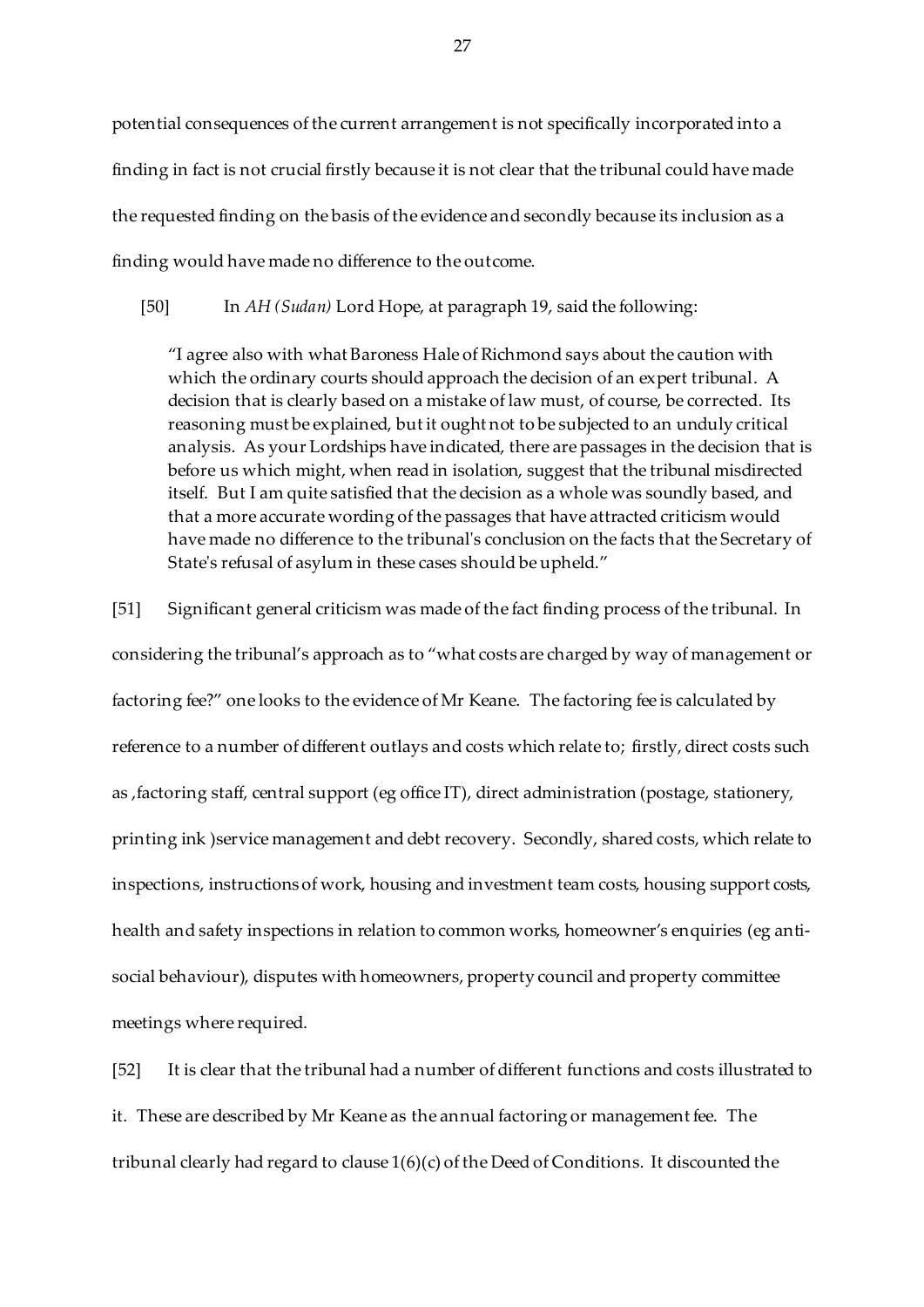potential consequences of the current arrangement is not specifically incorporated into a finding in fact is not crucial firstly because it is not clear that the tribunal could have made the requested finding on the basis of the evidence and secondly because its inclusion as a finding would have made no difference to the outcome.

[50] In *AH (Sudan)* Lord Hope, at paragraph 19, said the following:

> "I agree also with what Baroness Hale of Richmond says about the caution with which the ordinary courts should approach the decision of an expert tribunal. A decision that is clearly based on a mistake of law must, of course, be corrected. Its reasoning must be explained, but it ought not to be subjected to an unduly critical analysis. As your Lordships have indicated, there are passages in the decision that is before us which might, when read in isolation, suggest that the tribunal misdirected itself. But I am quite satisfied that the decision as a whole was soundly based, and that a more accurate wording of the passages that have attracted criticism would have made no difference to the tribunal's conclusion on the facts that the Secretary of State's refusal of asylum in these cases should be upheld."

[51] Significant general criticism was made of the fact finding process of the tribunal. In considering the tribunal's approach as to "what costs are charged by way of management or factoring fee?" one looks to the evidence of Mr Keane. The factoring fee is calculated by reference to a number of different outlays and costs which relate to; firstly, direct costs such as ,factoring staff, central support (eg office IT), direct administration (postage, stationery, printing ink )service management and debt recovery. Secondly, shared costs, which relate to inspections, instructions of work, housing and investment team costs, housing support costs, health and safety inspections in relation to common works, homeowner's enquiries (eg anti-social behaviour), disputes with homeowners, property council and property committee meetings where required.

[52] It is clear that the tribunal had a number of different functions and costs illustrated to it. These are described by Mr Keane as the annual factoring or management fee. The tribunal clearly had regard to clause 1(6)(c) of the Deed of Conditions. It discounted the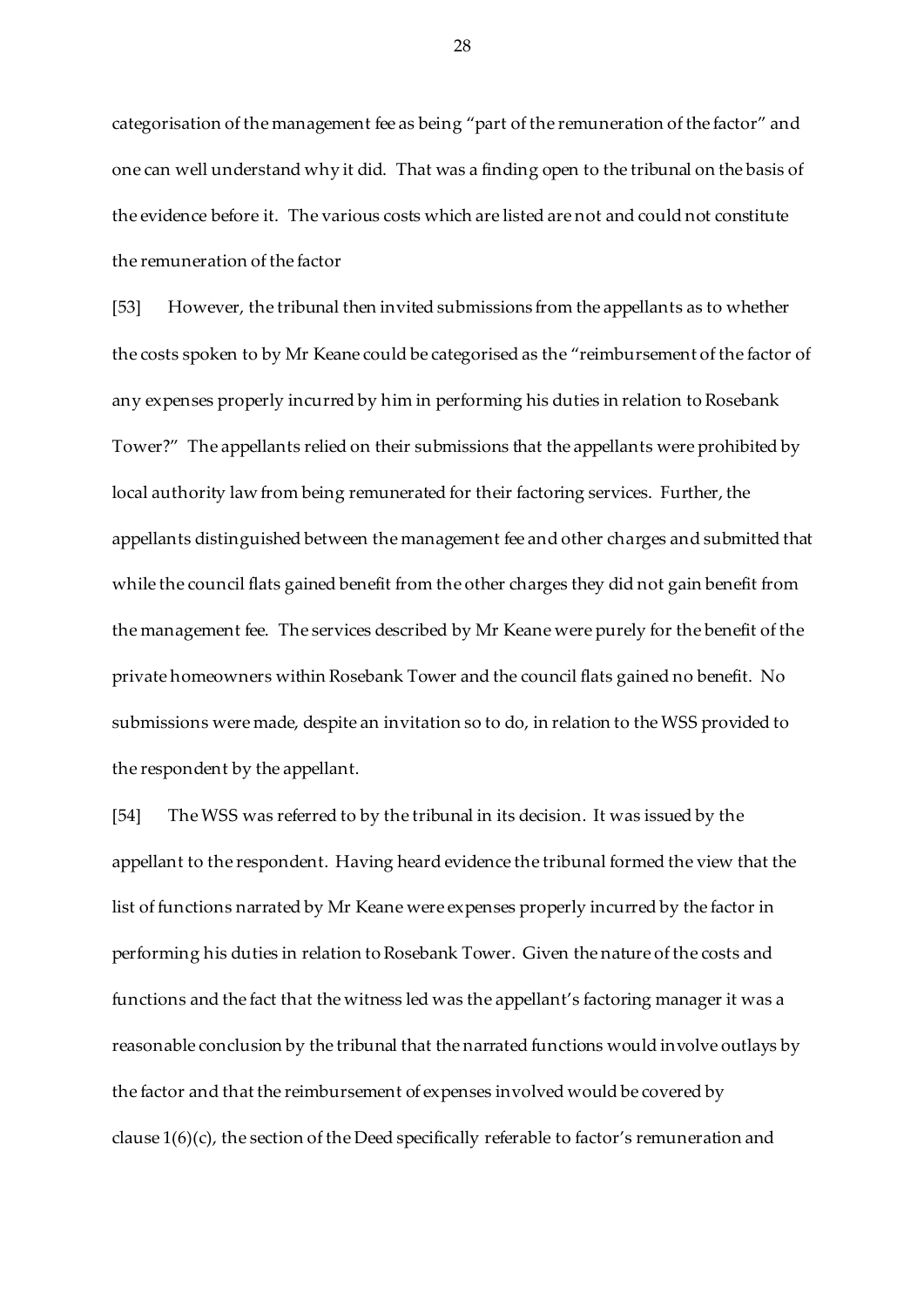categorisation of the management fee as being "part of the remuneration of the factor" and one can well understand why it did. That was a finding open to the tribunal on the basis of the evidence before it. The various costs which are listed are not and could not constitute the remuneration of the factor

[53] However, the tribunal then invited submissions from the appellants as to whether the costs spoken to by Mr Keane could be categorised as the "reimbursement of the factor of any expenses properly incurred by him in performing his duties in relation to Rosebank Tower?" The appellants relied on their submissions that the appellants were prohibited by local authority law from being remunerated for their factoring services. Further, the appellants distinguished between the management fee and other charges and submitted that while the council flats gained benefit from the other charges they did not gain benefit from the management fee. The services described by Mr Keane were purely for the benefit of the private homeowners within Rosebank Tower and the council flats gained no benefit. No submissions were made, despite an invitation so to do, in relation to the WSS provided to the respondent by the appellant.

[54] The WSS was referred to by the tribunal in its decision. It was issued by the appellant to the respondent. Having heard evidence the tribunal formed the view that the list of functions narrated by Mr Keane were expenses properly incurred by the factor in performing his duties in relation to Rosebank Tower. Given the nature of the costs and functions and the fact that the witness led was the appellant's factoring manager it was a reasonable conclusion by the tribunal that the narrated functions would involve outlays by the factor and that the reimbursement of expenses involved would be covered by clause 1(6)(c), the section of the Deed specifically referable to factor's remuneration and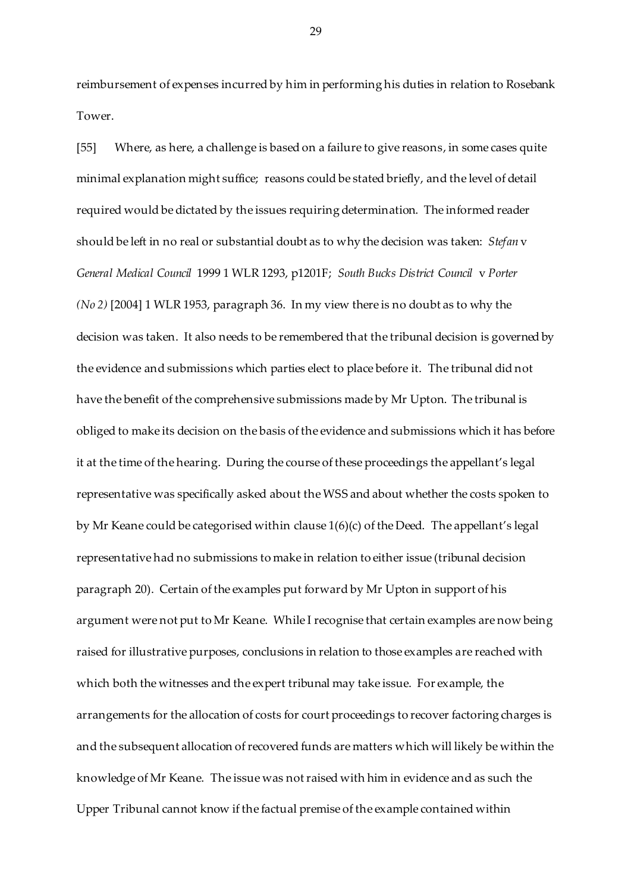reimbursement of expenses incurred by him in performing his duties in relation to Rosebank Tower.

[55] Where, as here, a challenge is based on a failure to give reasons, in some cases quite minimal explanation might suffice; reasons could be stated briefly, and the level of detail required would be dictated by the issues requiring determination. The informed reader should be left in no real or substantial doubt as to why the decision was taken: *Stefan* v *General Medical Council* 1999 1 WLR 1293, p1201F; *South Bucks District Council* v *Porter (No 2)* [2004] 1 WLR 1953, paragraph 36. In my view there is no doubt as to why the decision was taken. It also needs to be remembered that the tribunal decision is governed by the evidence and submissions which parties elect to place before it. The tribunal did not have the benefit of the comprehensive submissions made by Mr Upton. The tribunal is obliged to make its decision on the basis of the evidence and submissions which it has before it at the time of the hearing. During the course of these proceedings the appellant's legal representative was specifically asked about the WSS and about whether the costs spoken to by Mr Keane could be categorised within clause 1(6)(c) of the Deed. The appellant's legal representative had no submissions to make in relation to either issue (tribunal decision paragraph 20). Certain of the examples put forward by Mr Upton in support of his argument were not put to Mr Keane. While I recognise that certain examples are now being raised for illustrative purposes, conclusions in relation to those examples are reached with which both the witnesses and the expert tribunal may take issue. For example, the arrangements for the allocation of costs for court proceedings to recover factoring charges is and the subsequent allocation of recovered funds are matters which will likely be within the knowledge of Mr Keane. The issue was not raised with him in evidence and as such the Upper Tribunal cannot know if the factual premise of the example contained within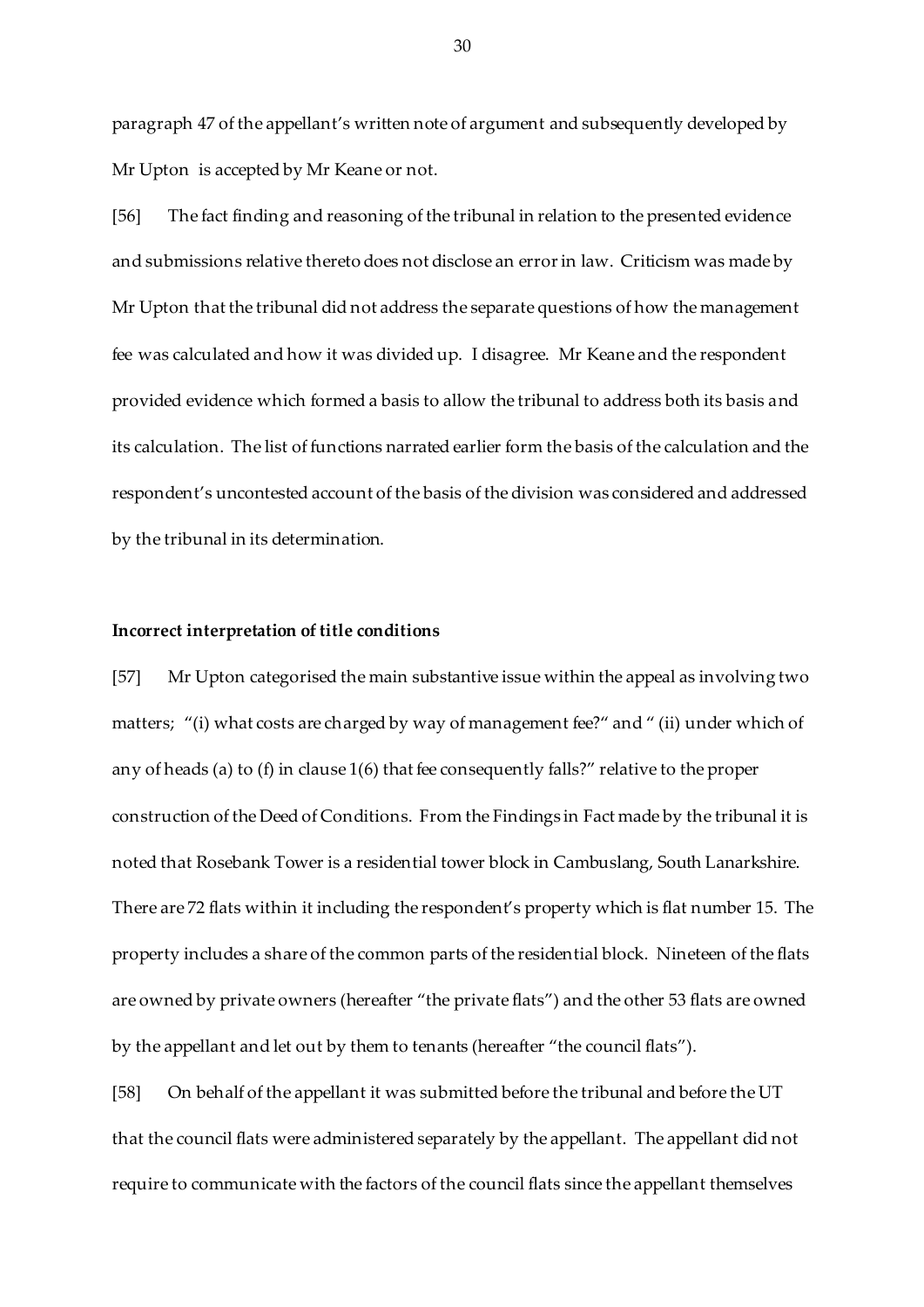paragraph 47 of the appellant's written note of argument and subsequently developed by Mr Upton is accepted by Mr Keane or not.

[56] The fact finding and reasoning of the tribunal in relation to the presented evidence and submissions relative thereto does not disclose an error in law. Criticism was made by Mr Upton that the tribunal did not address the separate questions of how the management fee was calculated and how it was divided up. I disagree. Mr Keane and the respondent provided evidence which formed a basis to allow the tribunal to address both its basis and its calculation. The list of functions narrated earlier form the basis of the calculation and the respondent's uncontested account of the basis of the division was considered and addressed by the tribunal in its determination.

**Incorrect interpretation of title conditions**

[57] Mr Upton categorised the main substantive issue within the appeal as involving two matters; "(i) what costs are charged by way of management fee?" and " (ii) under which of any of heads (a) to (f) in clause 1(6) that fee consequently falls?" relative to the proper construction of the Deed of Conditions. From the Findings in Fact made by the tribunal it is noted that Rosebank Tower is a residential tower block in Cambuslang, South Lanarkshire. There are 72 flats within it including the respondent's property which is flat number 15. The property includes a share of the common parts of the residential block. Nineteen of the flats are owned by private owners (hereafter "the private flats") and the other 53 flats are owned by the appellant and let out by them to tenants (hereafter "the council flats").

[58] On behalf of the appellant it was submitted before the tribunal and before the UT that the council flats were administered separately by the appellant. The appellant did not require to communicate with the factors of the council flats since the appellant themselves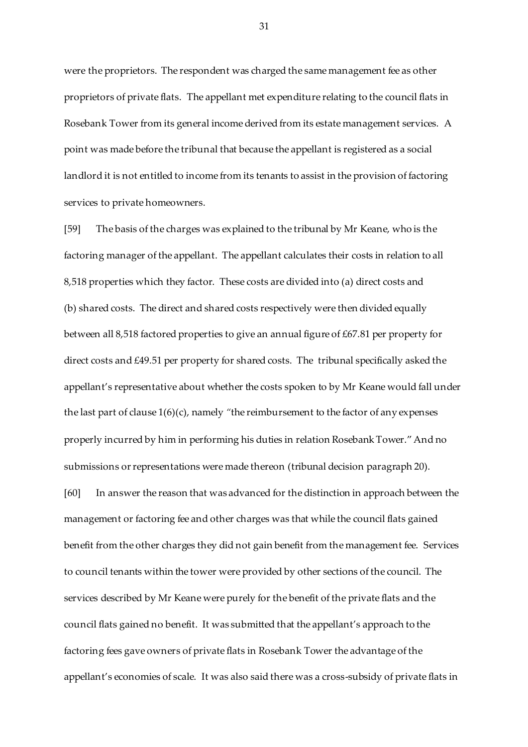were the proprietors. The respondent was charged the same management fee as other proprietors of private flats. The appellant met expenditure relating to the council flats in Rosebank Tower from its general income derived from its estate management services. A point was made before the tribunal that because the appellant is registered as a social landlord it is not entitled to income from its tenants to assist in the provision of factoring services to private homeowners.

[59] The basis of the charges was explained to the tribunal by Mr Keane, who is the factoring manager of the appellant. The appellant calculates their costs in relation to all 8,518 properties which they factor. These costs are divided into (a) direct costs and (b) shared costs. The direct and shared costs respectively were then divided equally between all 8,518 factored properties to give an annual figure of £67.81 per property for direct costs and £49.51 per property for shared costs. The tribunal specifically asked the appellant's representative about whether the costs spoken to by Mr Keane would fall under the last part of clause 1(6)(c), namely "the reimbursement to the factor of any expenses properly incurred by him in performing his duties in relation Rosebank Tower." And no submissions or representations were made thereon (tribunal decision paragraph 20).

[60] In answer the reason that was advanced for the distinction in approach between the management or factoring fee and other charges was that while the council flats gained benefit from the other charges they did not gain benefit from the management fee. Services to council tenants within the tower were provided by other sections of the council. The services described by Mr Keane were purely for the benefit of the private flats and the council flats gained no benefit. It was submitted that the appellant's approach to the factoring fees gave owners of private flats in Rosebank Tower the advantage of the appellant's economies of scale. It was also said there was a cross-subsidy of private flats in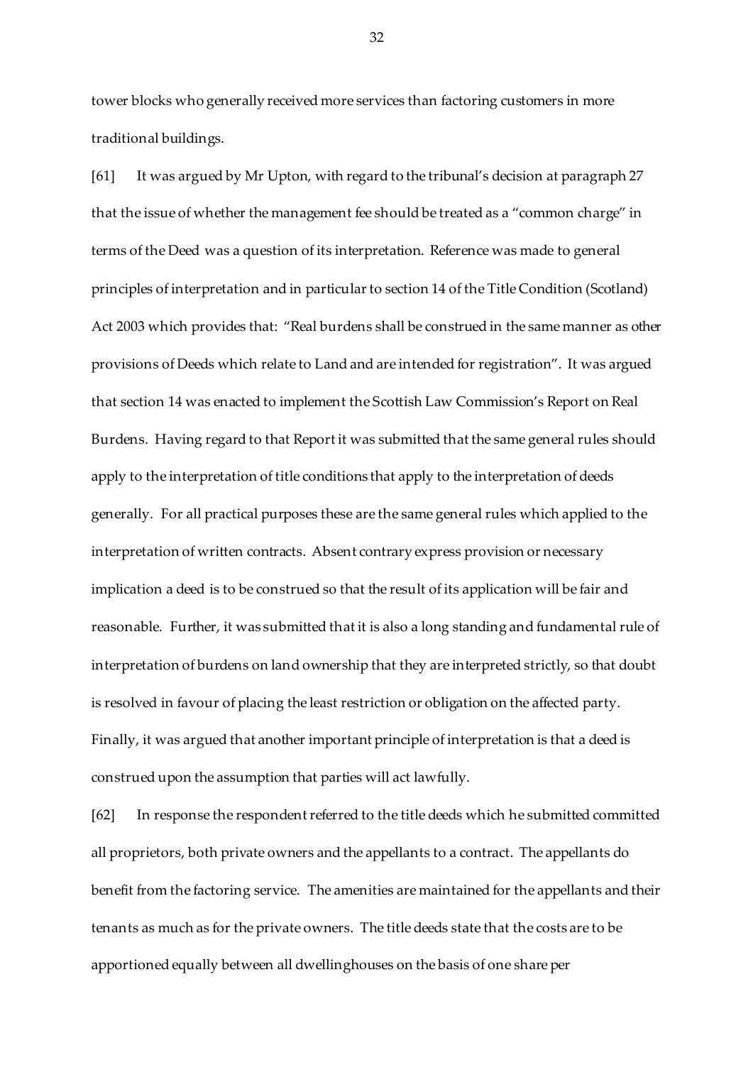tower blocks who generally received more services than factoring customers in more traditional buildings.

[61] It was argued by Mr Upton, with regard to the tribunal's decision at paragraph 27 that the issue of whether the management fee should be treated as a "common charge" in terms of the Deed was a question of its interpretation. Reference was made to general principles of interpretation and in particular to section 14 of the Title Condition (Scotland) Act 2003 which provides that: "Real burdens shall be construed in the same manner as other provisions of Deeds which relate to Land and are intended for registration". It was argued that section 14 was enacted to implement the Scottish Law Commission's Report on Real Burdens. Having regard to that Report it was submitted that the same general rules should apply to the interpretation of title conditions that apply to the interpretation of deeds generally. For all practical purposes these are the same general rules which applied to the interpretation of written contracts. Absent contrary express provision or necessary implication a deed is to be construed so that the result of its application will be fair and reasonable. Further, it was submitted that it is also a long standing and fundamental rule of interpretation of burdens on land ownership that they are interpreted strictly, so that doubt is resolved in favour of placing the least restriction or obligation on the affected party. Finally, it was argued that another important principle of interpretation is that a deed is construed upon the assumption that parties will act lawfully.

[62] In response the respondent referred to the title deeds which he submitted committed all proprietors, both private owners and the appellants to a contract. The appellants do benefit from the factoring service. The amenities are maintained for the appellants and their tenants as much as for the private owners. The title deeds state that the costs are to be apportioned equally between all dwellinghouses on the basis of one share per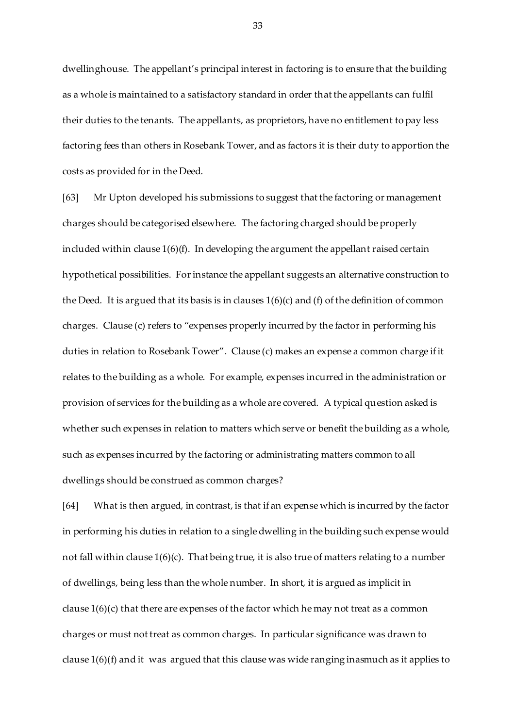dwellinghouse. The appellant's principal interest in factoring is to ensure that the building as a whole is maintained to a satisfactory standard in order that the appellants can fulfil their duties to the tenants. The appellants, as proprietors, have no entitlement to pay less factoring fees than others in Rosebank Tower, and as factors it is their duty to apportion the costs as provided for in the Deed.

[63] Mr Upton developed his submissions to suggest that the factoring or management charges should be categorised elsewhere. The factoring charged should be properly included within clause 1(6)(f). In developing the argument the appellant raised certain hypothetical possibilities. For instance the appellant suggests an alternative construction to the Deed. It is argued that its basis is in clauses 1(6)(c) and (f) of the definition of common charges. Clause (c) refers to "expenses properly incurred by the factor in performing his duties in relation to Rosebank Tower". Clause (c) makes an expense a common charge if it relates to the building as a whole. For example, expenses incurred in the administration or provision of services for the building as a whole are covered. A typical question asked is whether such expenses in relation to matters which serve or benefit the building as a whole, such as expenses incurred by the factoring or administrating matters common to all dwellings should be construed as common charges?

[64] What is then argued, in contrast, is that if an expense which is incurred by the factor in performing his duties in relation to a single dwelling in the building such expense would not fall within clause 1(6)(c). That being true, it is also true of matters relating to a number of dwellings, being less than the whole number. In short, it is argued as implicit in clause 1(6)(c) that there are expenses of the factor which he may not treat as a common charges or must not treat as common charges. In particular significance was drawn to clause 1(6)(f) and it was argued that this clause was wide ranging inasmuch as it applies to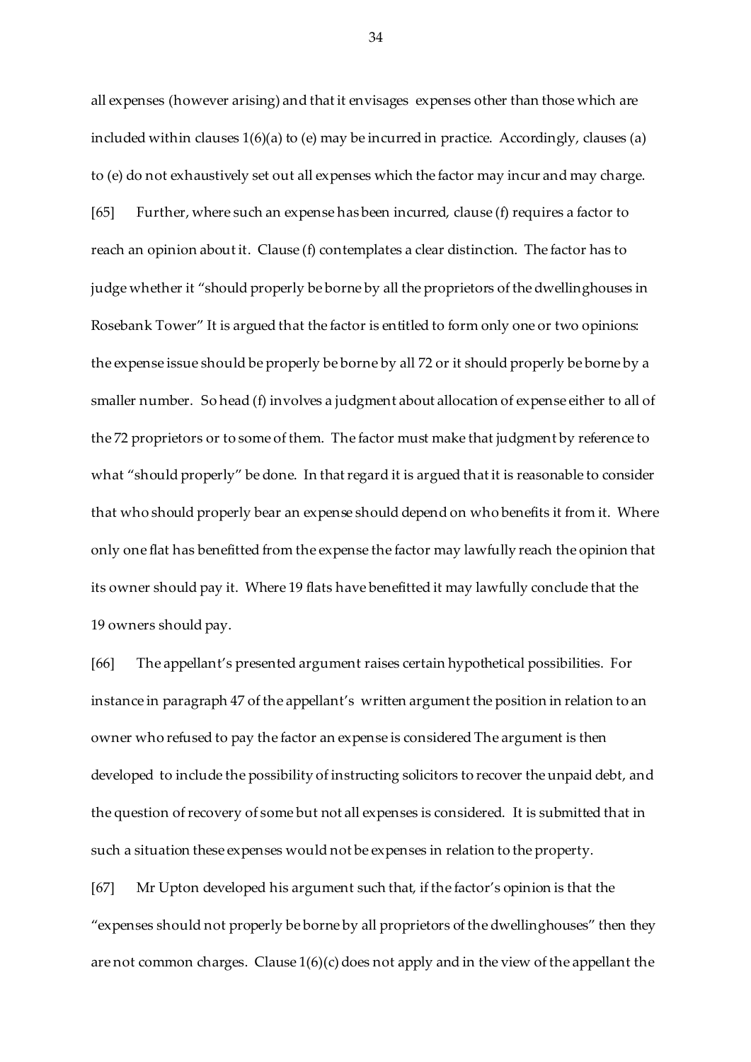all expenses (however arising) and that it envisages expenses other than those which are included within clauses 1(6)(a) to (e) may be incurred in practice. Accordingly, clauses (a) to (e) do not exhaustively set out all expenses which the factor may incur and may charge.

[65] Further, where such an expense has been incurred, clause (f) requires a factor to reach an opinion about it. Clause (f) contemplates a clear distinction. The factor has to judge whether it "should properly be borne by all the proprietors of the dwellinghouses in Rosebank Tower" It is argued that the factor is entitled to form only one or two opinions: the expense issue should be properly be borne by all 72 or it should properly be borne by a smaller number. So head (f) involves a judgment about allocation of expense either to all of the 72 proprietors or to some of them. The factor must make that judgment by reference to what "should properly" be done. In that regard it is argued that it is reasonable to consider that who should properly bear an expense should depend on who benefits it from it. Where only one flat has benefitted from the expense the factor may lawfully reach the opinion that its owner should pay it. Where 19 flats have benefitted it may lawfully conclude that the 19 owners should pay.

[66] The appellant's presented argument raises certain hypothetical possibilities. For instance in paragraph 47 of the appellant's written argument the position in relation to an owner who refused to pay the factor an expense is considered The argument is then developed to include the possibility of instructing solicitors to recover the unpaid debt, and the question of recovery of some but not all expenses is considered. It is submitted that in such a situation these expenses would not be expenses in relation to the property.

[67] Mr Upton developed his argument such that, if the factor's opinion is that the "expenses should not properly be borne by all proprietors of the dwellinghouses" then they are not common charges. Clause 1(6)(c) does not apply and in the view of the appellant the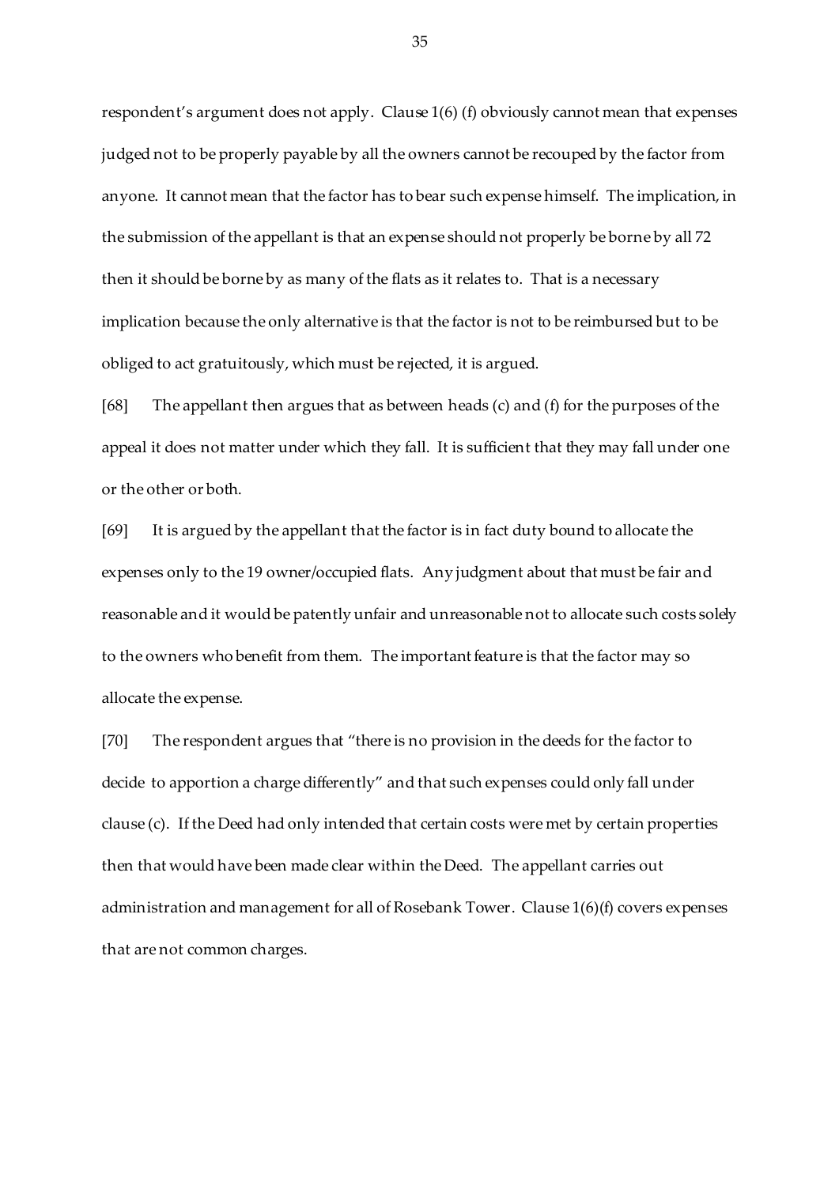respondent's argument does not apply. Clause 1(6) (f) obviously cannot mean that expenses judged not to be properly payable by all the owners cannot be recouped by the factor from anyone. It cannot mean that the factor has to bear such expense himself. The implication, in the submission of the appellant is that an expense should not properly be borne by all 72 then it should be borne by as many of the flats as it relates to. That is a necessary implication because the only alternative is that the factor is not to be reimbursed but to be obliged to act gratuitously, which must be rejected, it is argued.

[68] The appellant then argues that as between heads (c) and (f) for the purposes of the appeal it does not matter under which they fall. It is sufficient that they may fall under one or the other or both.

[69] It is argued by the appellant that the factor is in fact duty bound to allocate the expenses only to the 19 owner/occupied flats. Any judgment about that must be fair and reasonable and it would be patently unfair and unreasonable not to allocate such costs solely to the owners who benefit from them. The important feature is that the factor may so allocate the expense.

[70] The respondent argues that "there is no provision in the deeds for the factor to decide to apportion a charge differently" and that such expenses could only fall under clause (c). If the Deed had only intended that certain costs were met by certain properties then that would have been made clear within the Deed. The appellant carries out administration and management for all of Rosebank Tower. Clause 1(6)(f) covers expenses that are not common charges.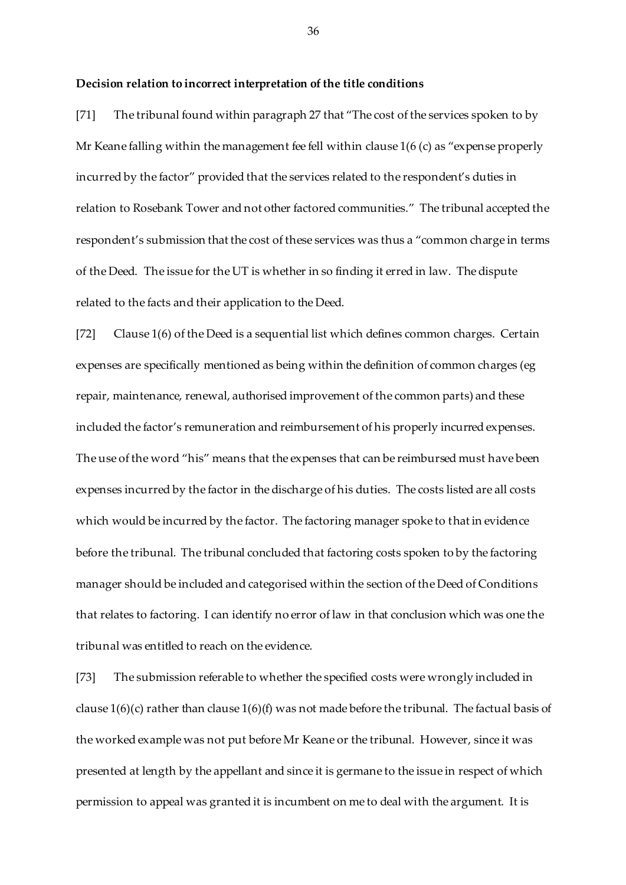**Decision relation to incorrect interpretation of the title conditions**

[71] The tribunal found within paragraph 27 that "The cost of the services spoken to by Mr Keane falling within the management fee fell within clause 1(6 (c) as "expense properly incurred by the factor" provided that the services related to the respondent's duties in relation to Rosebank Tower and not other factored communities." The tribunal accepted the respondent's submission that the cost of these services was thus a "common charge in terms of the Deed. The issue for the UT is whether in so finding it erred in law. The dispute related to the facts and their application to the Deed.

[72] Clause 1(6) of the Deed is a sequential list which defines common charges. Certain expenses are specifically mentioned as being within the definition of common charges (eg repair, maintenance, renewal, authorised improvement of the common parts) and these included the factor's remuneration and reimbursement of his properly incurred expenses. The use of the word "his" means that the expenses that can be reimbursed must have been expenses incurred by the factor in the discharge of his duties. The costs listed are all costs which would be incurred by the factor. The factoring manager spoke to that in evidence before the tribunal. The tribunal concluded that factoring costs spoken to by the factoring manager should be included and categorised within the section of the Deed of Conditions that relates to factoring. I can identify no error of law in that conclusion which was one the tribunal was entitled to reach on the evidence.

[73] The submission referable to whether the specified costs were wrongly included in clause 1(6)(c) rather than clause 1(6)(f) was not made before the tribunal. The factual basis of the worked example was not put before Mr Keane or the tribunal. However, since it was presented at length by the appellant and since it is germane to the issue in respect of which permission to appeal was granted it is incumbent on me to deal with the argument. It is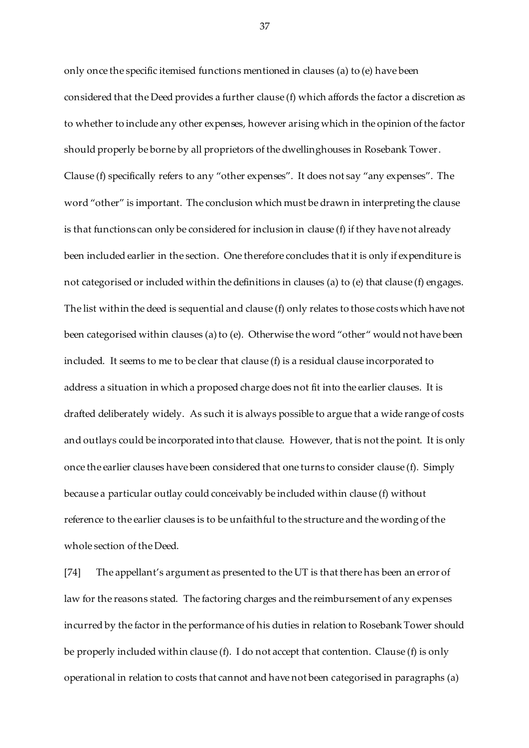only once the specific itemised functions mentioned in clauses (a) to (e) have been considered that the Deed provides a further clause (f) which affords the factor a discretion as to whether to include any other expenses, however arising which in the opinion of the factor should properly be borne by all proprietors of the dwellinghouses in Rosebank Tower. Clause (f) specifically refers to any "other expenses". It does not say "any expenses". The word "other" is important. The conclusion which must be drawn in interpreting the clause is that functions can only be considered for inclusion in clause (f) if they have not already been included earlier in the section. One therefore concludes that it is only if expenditure is not categorised or included within the definitions in clauses (a) to (e) that clause (f) engages. The list within the deed is sequential and clause (f) only relates to those costs which have not been categorised within clauses (a) to (e). Otherwise the word "other" would not have been included. It seems to me to be clear that clause (f) is a residual clause incorporated to address a situation in which a proposed charge does not fit into the earlier clauses. It is drafted deliberately widely. As such it is always possible to argue that a wide range of costs and outlays could be incorporated into that clause. However, that is not the point. It is only once the earlier clauses have been considered that one turns to consider clause (f). Simply because a particular outlay could conceivably be included within clause (f) without reference to the earlier clauses is to be unfaithful to the structure and the wording of the whole section of the Deed.

[74] The appellant's argument as presented to the UT is that there has been an error of law for the reasons stated. The factoring charges and the reimbursement of any expenses incurred by the factor in the performance of his duties in relation to Rosebank Tower should be properly included within clause (f). I do not accept that contention. Clause (f) is only operational in relation to costs that cannot and have not been categorised in paragraphs (a)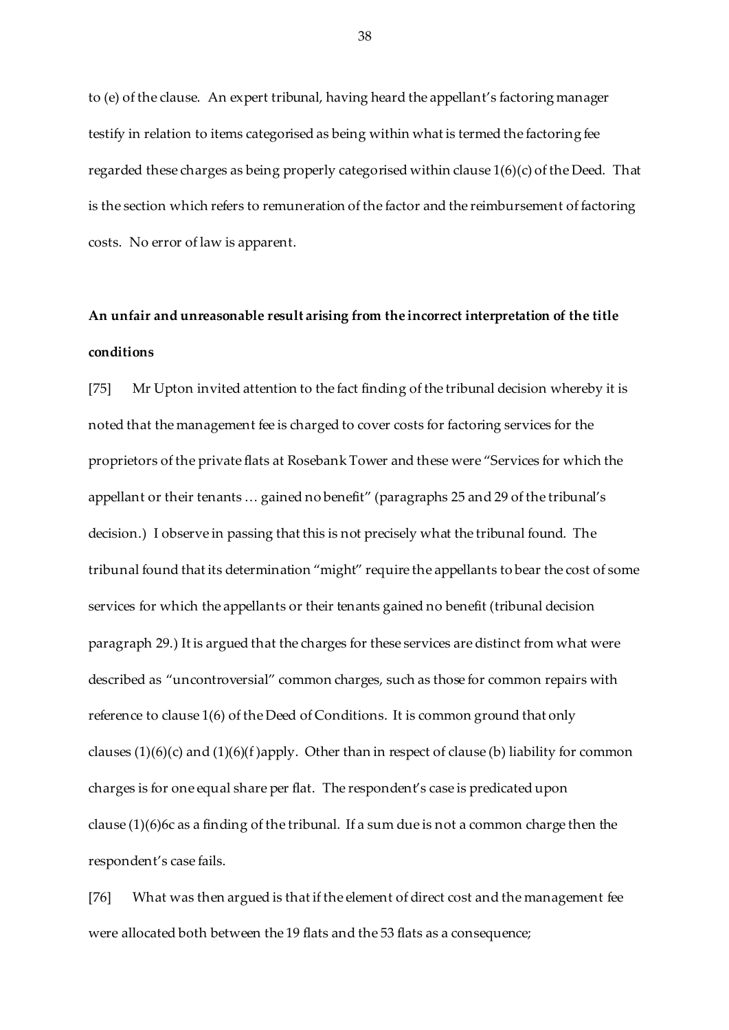to (e) of the clause. An expert tribunal, having heard the appellant's factoring manager testify in relation to items categorised as being within what is termed the factoring fee regarded these charges as being properly categorised within clause 1(6)(c) of the Deed. That is the section which refers to remuneration of the factor and the reimbursement of factoring costs. No error of law is apparent.

**An unfair and unreasonable result arising from the incorrect interpretation of the title conditions**

[75] Mr Upton invited attention to the fact finding of the tribunal decision whereby it is noted that the management fee is charged to cover costs for factoring services for the proprietors of the private flats at Rosebank Tower and these were "Services for which the appellant or their tenants … gained no benefit" (paragraphs 25 and 29 of the tribunal's decision.) I observe in passing that this is not precisely what the tribunal found. The tribunal found that its determination "might" require the appellants to bear the cost of some services for which the appellants or their tenants gained no benefit (tribunal decision paragraph 29.) It is argued that the charges for these services are distinct from what were described as "uncontroversial" common charges, such as those for common repairs with reference to clause 1(6) of the Deed of Conditions. It is common ground that only clauses (1)(6)(c) and (1)(6)(f )apply. Other than in respect of clause (b) liability for common charges is for one equal share per flat. The respondent's case is predicated upon clause (1)(6)6c as a finding of the tribunal. If a sum due is not a common charge then the respondent's case fails.

[76] What was then argued is that if the element of direct cost and the management fee were allocated both between the 19 flats and the 53 flats as a consequence;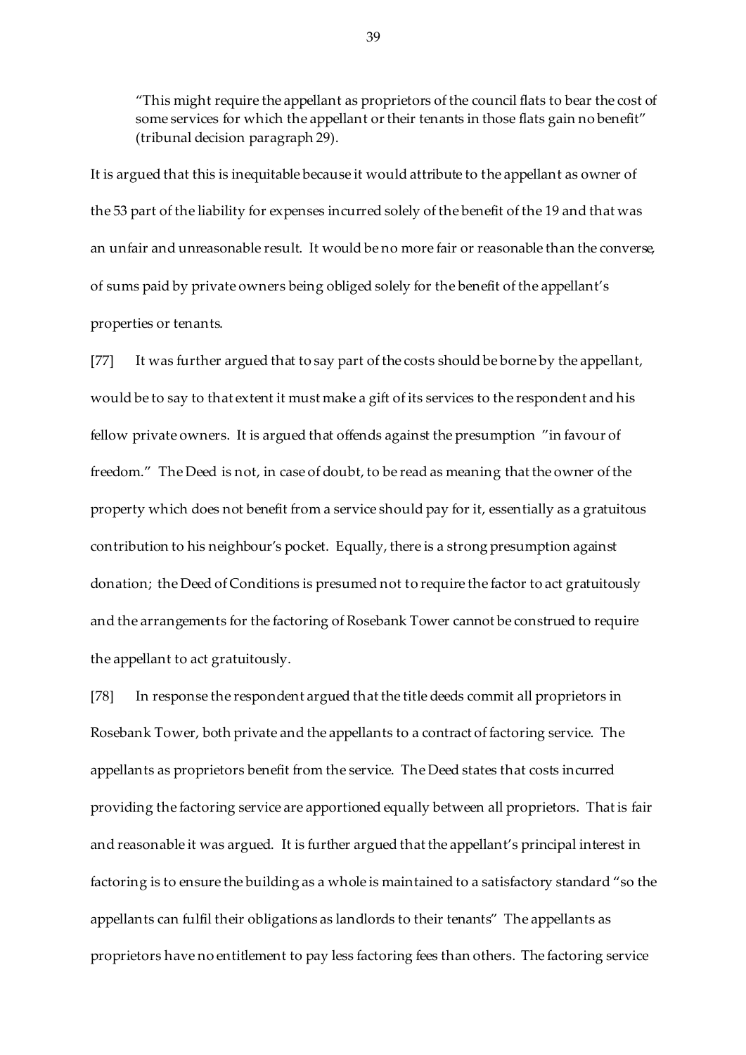> "This might require the appellant as proprietors of the council flats to bear the cost of some services for which the appellant or their tenants in those flats gain no benefit" (tribunal decision paragraph 29).

It is argued that this is inequitable because it would attribute to the appellant as owner of the 53 part of the liability for expenses incurred solely of the benefit of the 19 and that was an unfair and unreasonable result. It would be no more fair or reasonable than the converse, of sums paid by private owners being obliged solely for the benefit of the appellant's properties or tenants.

[77] It was further argued that to say part of the costs should be borne by the appellant, would be to say to that extent it must make a gift of its services to the respondent and his fellow private owners. It is argued that offends against the presumption "in favour of freedom." The Deed is not, in case of doubt, to be read as meaning that the owner of the property which does not benefit from a service should pay for it, essentially as a gratuitous contribution to his neighbour's pocket. Equally, there is a strong presumption against donation; the Deed of Conditions is presumed not to require the factor to act gratuitously and the arrangements for the factoring of Rosebank Tower cannot be construed to require the appellant to act gratuitously.

[78] In response the respondent argued that the title deeds commit all proprietors in Rosebank Tower, both private and the appellants to a contract of factoring service. The appellants as proprietors benefit from the service. The Deed states that costs incurred providing the factoring service are apportioned equally between all proprietors. That is fair and reasonable it was argued. It is further argued that the appellant's principal interest in factoring is to ensure the building as a whole is maintained to a satisfactory standard "so the appellants can fulfil their obligations as landlords to their tenants" The appellants as proprietors have no entitlement to pay less factoring fees than others. The factoring service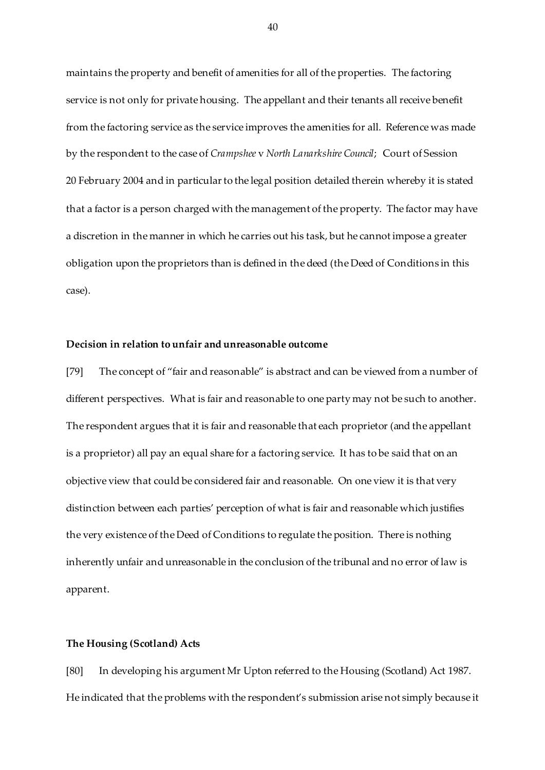maintains the property and benefit of amenities for all of the properties. The factoring service is not only for private housing. The appellant and their tenants all receive benefit from the factoring service as the service improves the amenities for all. Reference was made by the respondent to the case of *Crampshee* v *North Lanarkshire Council*; Court of Session 20 February 2004 and in particular to the legal position detailed therein whereby it is stated that a factor is a person charged with the management of the property. The factor may have a discretion in the manner in which he carries out his task, but he cannot impose a greater obligation upon the proprietors than is defined in the deed (the Deed of Conditions in this case).

**Decision in relation to unfair and unreasonable outcome**

[79] The concept of "fair and reasonable" is abstract and can be viewed from a number of different perspectives. What is fair and reasonable to one party may not be such to another. The respondent argues that it is fair and reasonable that each proprietor (and the appellant is a proprietor) all pay an equal share for a factoring service. It has to be said that on an objective view that could be considered fair and reasonable. On one view it is that very distinction between each parties' perception of what is fair and reasonable which justifies the very existence of the Deed of Conditions to regulate the position. There is nothing inherently unfair and unreasonable in the conclusion of the tribunal and no error of law is apparent.

**The Housing (Scotland) Acts**

[80] In developing his argument Mr Upton referred to the Housing (Scotland) Act 1987. He indicated that the problems with the respondent's submission arise not simply because it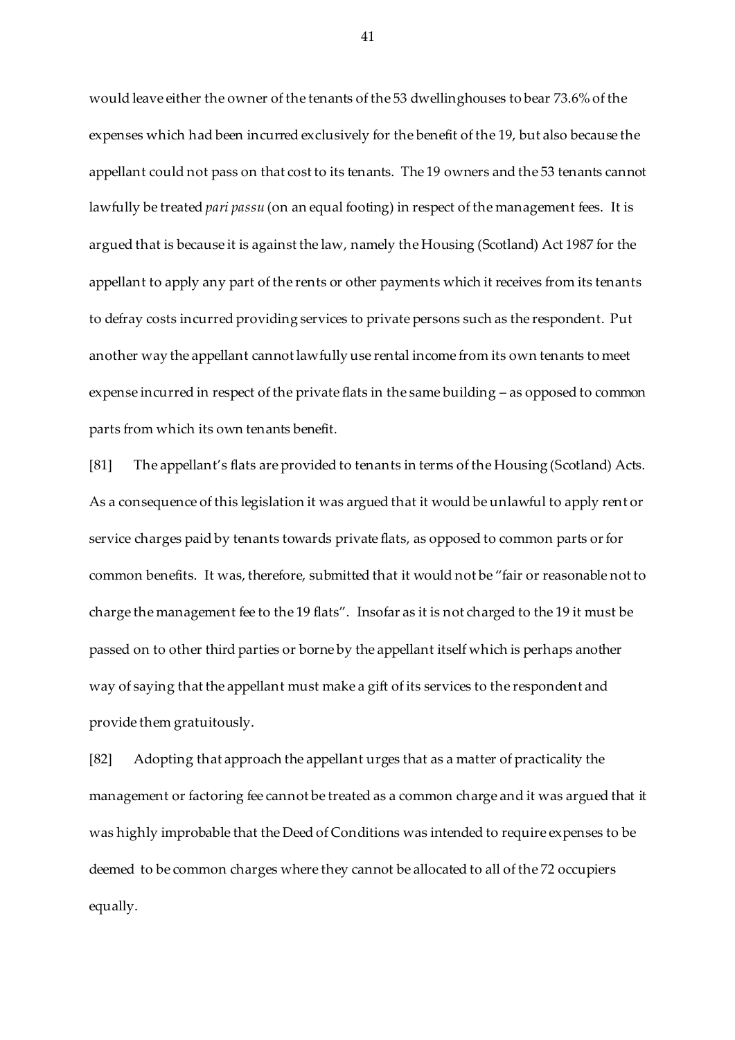would leave either the owner of the tenants of the 53 dwellinghouses to bear 73.6% of the expenses which had been incurred exclusively for the benefit of the 19, but also because the appellant could not pass on that cost to its tenants. The 19 owners and the 53 tenants cannot lawfully be treated *pari passu* (on an equal footing) in respect of the management fees. It is argued that is because it is against the law, namely the Housing (Scotland) Act 1987 for the appellant to apply any part of the rents or other payments which it receives from its tenants to defray costs incurred providing services to private persons such as the respondent. Put another way the appellant cannot lawfully use rental income from its own tenants to meet expense incurred in respect of the private flats in the same building – as opposed to common parts from which its own tenants benefit.

[81] The appellant's flats are provided to tenants in terms of the Housing (Scotland) Acts. As a consequence of this legislation it was argued that it would be unlawful to apply rent or service charges paid by tenants towards private flats, as opposed to common parts or for common benefits. It was, therefore, submitted that it would not be "fair or reasonable not to charge the management fee to the 19 flats". Insofar as it is not charged to the 19 it must be passed on to other third parties or borne by the appellant itself which is perhaps another way of saying that the appellant must make a gift of its services to the respondent and provide them gratuitously.

[82] Adopting that approach the appellant urges that as a matter of practicality the management or factoring fee cannot be treated as a common charge and it was argued that it was highly improbable that the Deed of Conditions was intended to require expenses to be deemed to be common charges where they cannot be allocated to all of the 72 occupiers equally.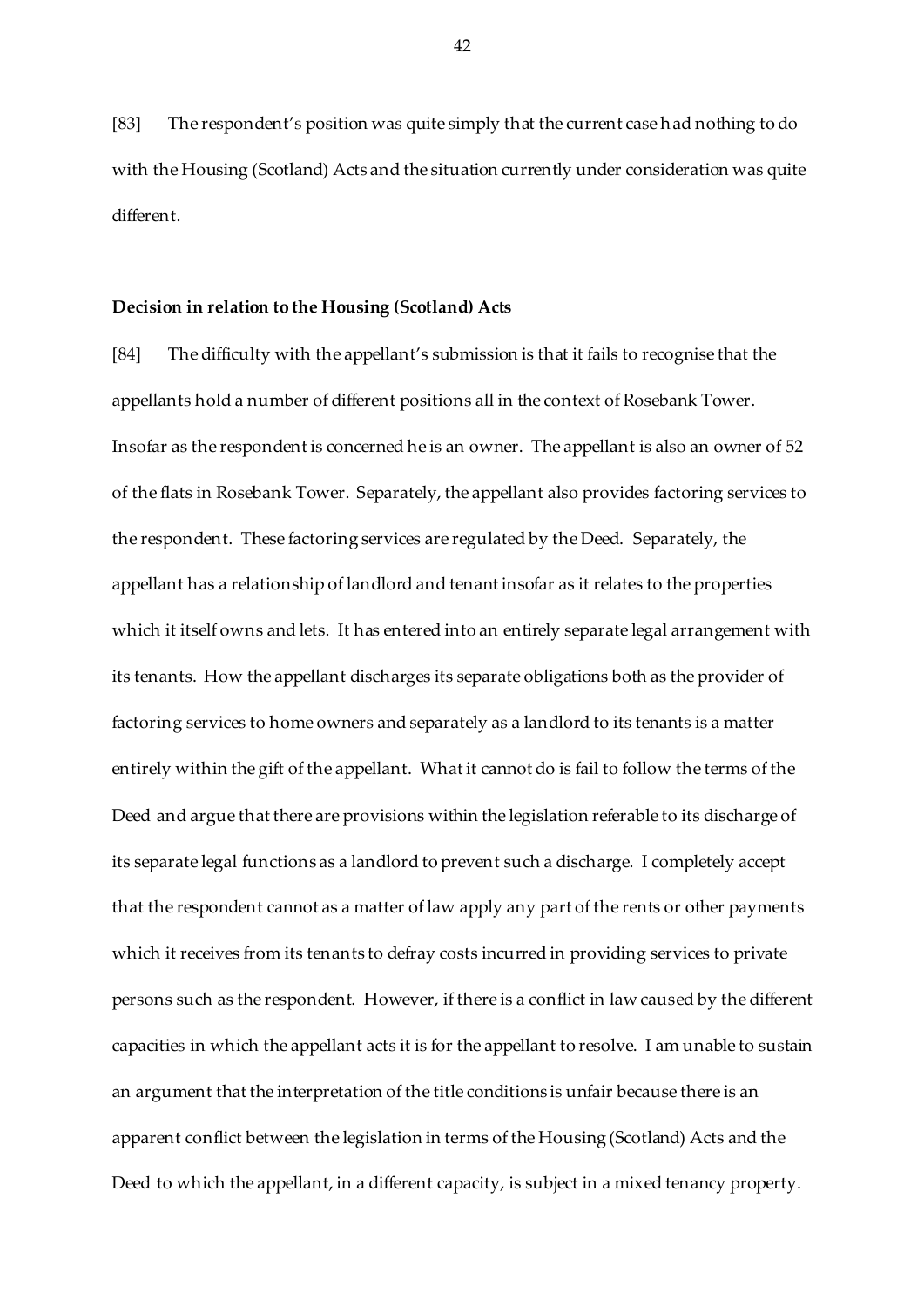[83] The respondent's position was quite simply that the current case had nothing to do with the Housing (Scotland) Acts and the situation currently under consideration was quite different.

**Decision in relation to the Housing (Scotland) Acts**

[84] The difficulty with the appellant's submission is that it fails to recognise that the appellants hold a number of different positions all in the context of Rosebank Tower. Insofar as the respondent is concerned he is an owner. The appellant is also an owner of 52 of the flats in Rosebank Tower. Separately, the appellant also provides factoring services to the respondent. These factoring services are regulated by the Deed. Separately, the appellant has a relationship of landlord and tenant insofar as it relates to the properties which it itself owns and lets. It has entered into an entirely separate legal arrangement with its tenants. How the appellant discharges its separate obligations both as the provider of factoring services to home owners and separately as a landlord to its tenants is a matter entirely within the gift of the appellant. What it cannot do is fail to follow the terms of the Deed and argue that there are provisions within the legislation referable to its discharge of its separate legal functions as a landlord to prevent such a discharge. I completely accept that the respondent cannot as a matter of law apply any part of the rents or other payments which it receives from its tenants to defray costs incurred in providing services to private persons such as the respondent. However, if there is a conflict in law caused by the different capacities in which the appellant acts it is for the appellant to resolve. I am unable to sustain an argument that the interpretation of the title conditions is unfair because there is an apparent conflict between the legislation in terms of the Housing (Scotland) Acts and the Deed to which the appellant, in a different capacity, is subject in a mixed tenancy property.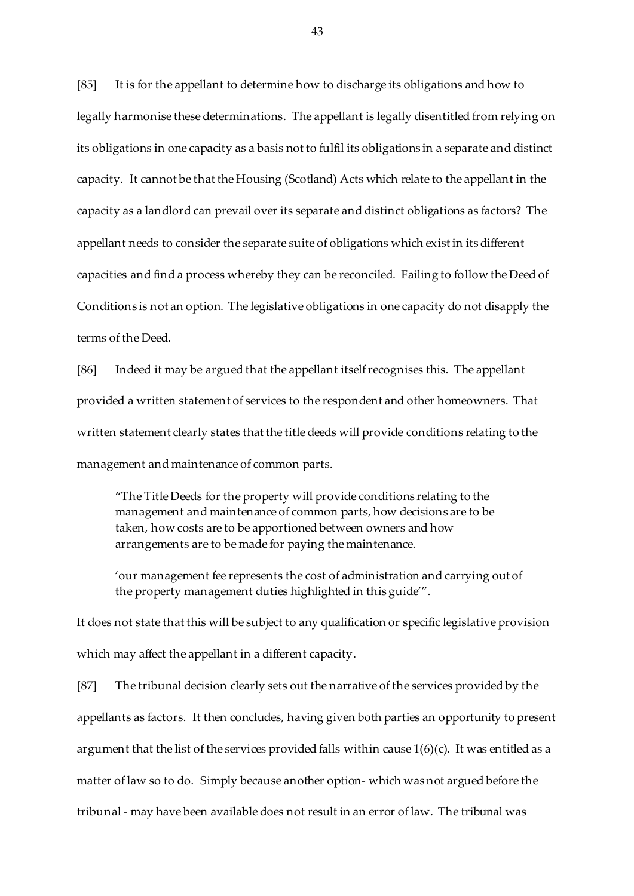[85] It is for the appellant to determine how to discharge its obligations and how to legally harmonise these determinations. The appellant is legally disentitled from relying on its obligations in one capacity as a basis not to fulfil its obligations in a separate and distinct capacity. It cannot be that the Housing (Scotland) Acts which relate to the appellant in the capacity as a landlord can prevail over its separate and distinct obligations as factors? The appellant needs to consider the separate suite of obligations which exist in its different capacities and find a process whereby they can be reconciled. Failing to follow the Deed of Conditions is not an option. The legislative obligations in one capacity do not disapply the terms of the Deed.

[86] Indeed it may be argued that the appellant itself recognises this. The appellant provided a written statement of services to the respondent and other homeowners. That written statement clearly states that the title deeds will provide conditions relating to the management and maintenance of common parts.

> "The Title Deeds for the property will provide conditions relating to the management and maintenance of common parts, how decisions are to be taken, how costs are to be apportioned between owners and how arrangements are to be made for paying the maintenance.
>
> 'our management fee represents the cost of administration and carrying out of the property management duties highlighted in this guide'".

It does not state that this will be subject to any qualification or specific legislative provision which may affect the appellant in a different capacity.

[87] The tribunal decision clearly sets out the narrative of the services provided by the appellants as factors. It then concludes, having given both parties an opportunity to present argument that the list of the services provided falls within cause 1(6)(c). It was entitled as a matter of law so to do. Simply because another option- which was not argued before the tribunal - may have been available does not result in an error of law. The tribunal was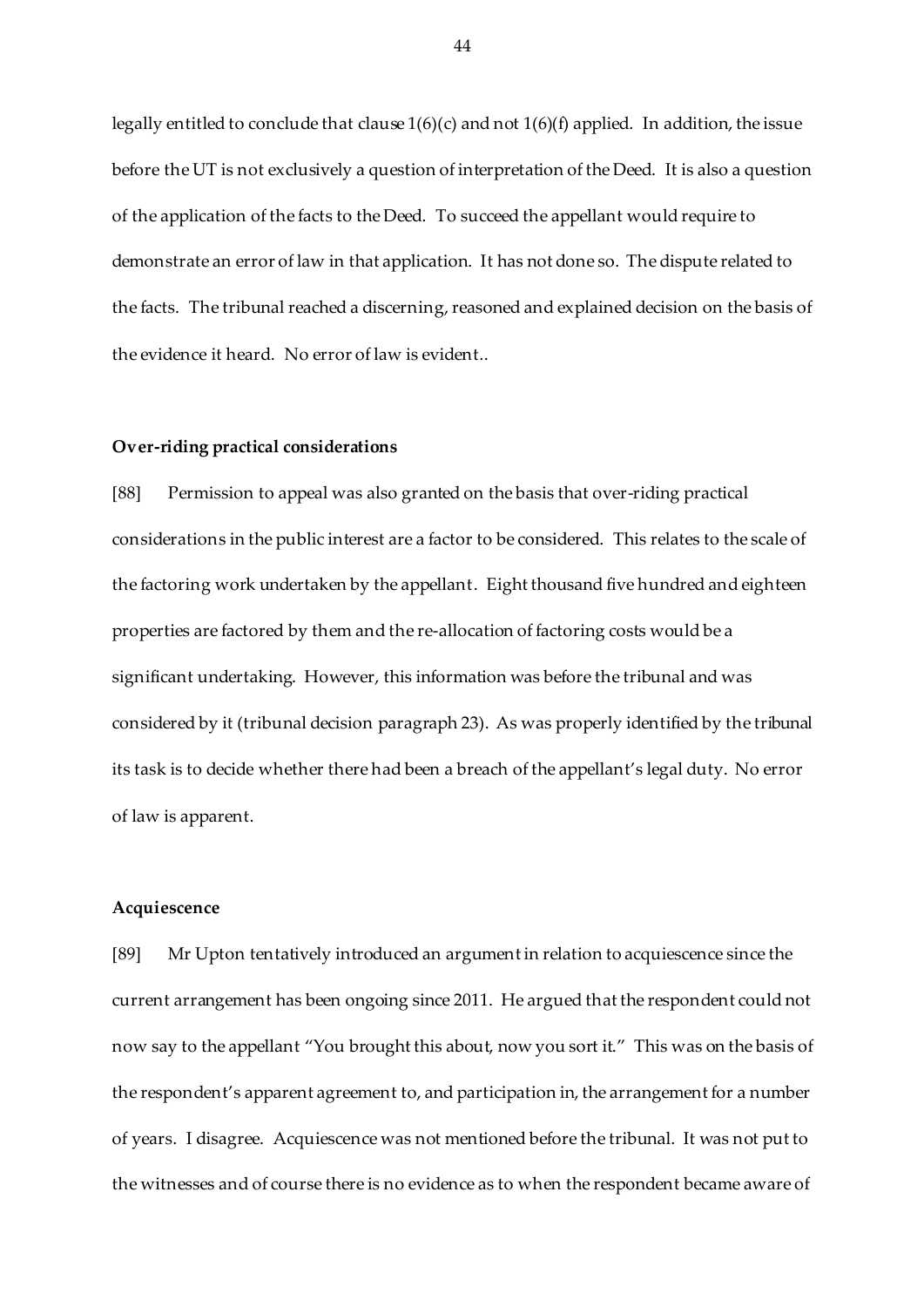legally entitled to conclude that clause 1(6)(c) and not 1(6)(f) applied. In addition, the issue before the UT is not exclusively a question of interpretation of the Deed. It is also a question of the application of the facts to the Deed. To succeed the appellant would require to demonstrate an error of law in that application. It has not done so. The dispute related to the facts. The tribunal reached a discerning, reasoned and explained decision on the basis of the evidence it heard. No error of law is evident..

**Over-riding practical considerations**

[88] Permission to appeal was also granted on the basis that over-riding practical considerations in the public interest are a factor to be considered. This relates to the scale of the factoring work undertaken by the appellant. Eight thousand five hundred and eighteen properties are factored by them and the re-allocation of factoring costs would be a significant undertaking. However, this information was before the tribunal and was considered by it (tribunal decision paragraph 23). As was properly identified by the tribunal its task is to decide whether there had been a breach of the appellant's legal duty. No error of law is apparent.

**Acquiescence**

[89] Mr Upton tentatively introduced an argument in relation to acquiescence since the current arrangement has been ongoing since 2011. He argued that the respondent could not now say to the appellant "You brought this about, now you sort it." This was on the basis of the respondent's apparent agreement to, and participation in, the arrangement for a number of years. I disagree. Acquiescence was not mentioned before the tribunal. It was not put to the witnesses and of course there is no evidence as to when the respondent became aware of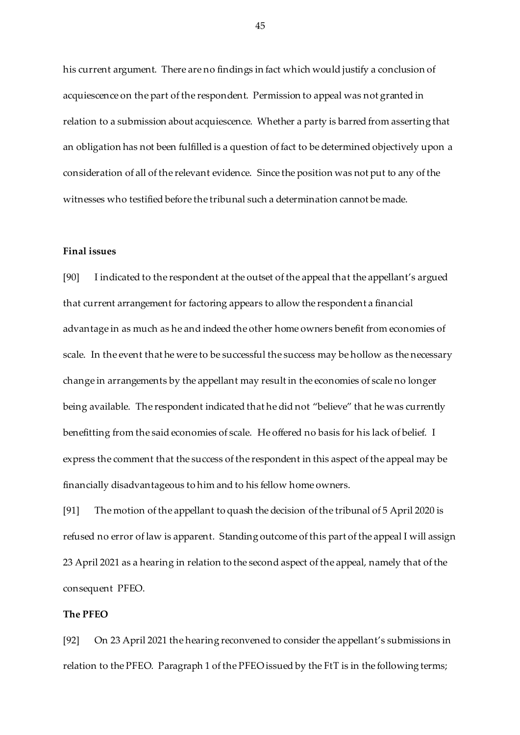his current argument. There are no findings in fact which would justify a conclusion of acquiescence on the part of the respondent. Permission to appeal was not granted in relation to a submission about acquiescence. Whether a party is barred from asserting that an obligation has not been fulfilled is a question of fact to be determined objectively upon a consideration of all of the relevant evidence. Since the position was not put to any of the witnesses who testified before the tribunal such a determination cannot be made.

**Final issues**

[90] I indicated to the respondent at the outset of the appeal that the appellant's argued that current arrangement for factoring appears to allow the respondent a financial advantage in as much as he and indeed the other home owners benefit from economies of scale. In the event that he were to be successful the success may be hollow as the necessary change in arrangements by the appellant may result in the economies of scale no longer being available. The respondent indicated that he did not "believe" that he was currently benefitting from the said economies of scale. He offered no basis for his lack of belief. I express the comment that the success of the respondent in this aspect of the appeal may be financially disadvantageous to him and to his fellow home owners.

[91] The motion of the appellant to quash the decision of the tribunal of 5 April 2020 is refused no error of law is apparent. Standing outcome of this part of the appeal I will assign 23 April 2021 as a hearing in relation to the second aspect of the appeal, namely that of the consequent PFEO.

**The PFEO**

[92] On 23 April 2021 the hearing reconvened to consider the appellant's submissions in relation to the PFEO. Paragraph 1 of the PFEO issued by the FtT is in the following terms;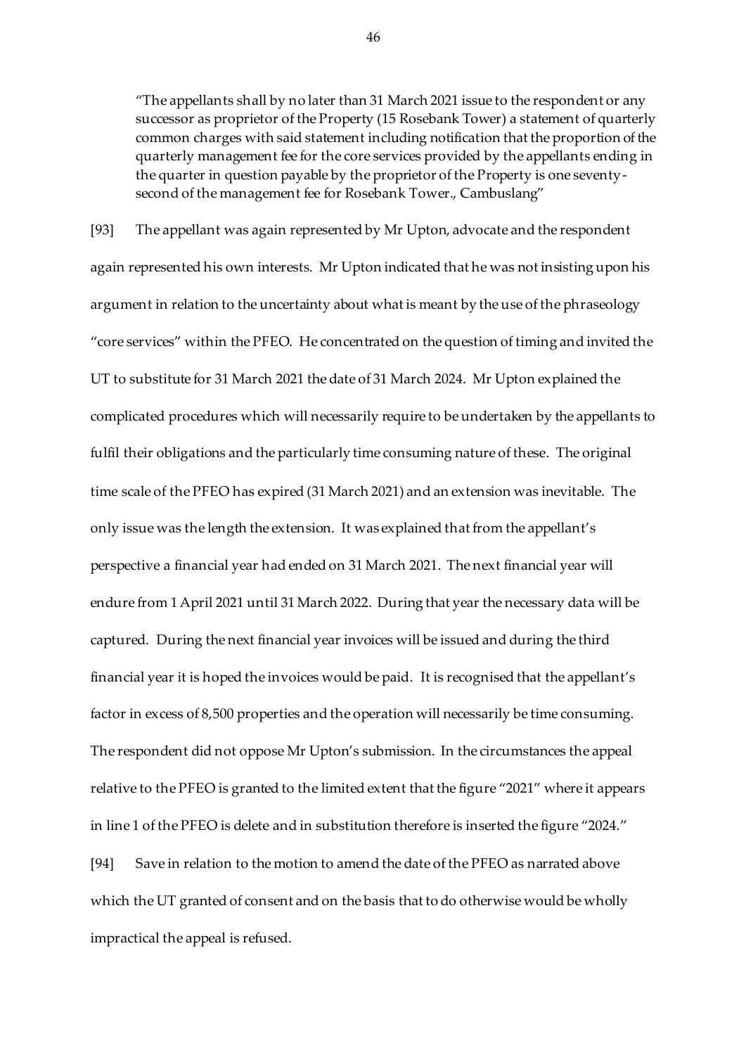> "The appellants shall by no later than 31 March 2021 issue to the respondent or any successor as proprietor of the Property (15 Rosebank Tower) a statement of quarterly common charges with said statement including notification that the proportion of the quarterly management fee for the core services provided by the appellants ending in the quarter in question payable by the proprietor of the Property is one seventy-second of the management fee for Rosebank Tower., Cambuslang"

[93] The appellant was again represented by Mr Upton, advocate and the respondent again represented his own interests. Mr Upton indicated that he was not insisting upon his argument in relation to the uncertainty about what is meant by the use of the phraseology "core services" within the PFEO. He concentrated on the question of timing and invited the UT to substitute for 31 March 2021 the date of 31 March 2024. Mr Upton explained the complicated procedures which will necessarily require to be undertaken by the appellants to fulfil their obligations and the particularly time consuming nature of these. The original time scale of the PFEO has expired (31 March 2021) and an extension was inevitable. The only issue was the length the extension. It was explained that from the appellant's perspective a financial year had ended on 31 March 2021. The next financial year will endure from 1 April 2021 until 31 March 2022. During that year the necessary data will be captured. During the next financial year invoices will be issued and during the third financial year it is hoped the invoices would be paid. It is recognised that the appellant's factor in excess of 8,500 properties and the operation will necessarily be time consuming. The respondent did not oppose Mr Upton's submission. In the circumstances the appeal relative to the PFEO is granted to the limited extent that the figure "2021" where it appears in line 1 of the PFEO is delete and in substitution therefore is inserted the figure "2024."

[94] Save in relation to the motion to amend the date of the PFEO as narrated above which the UT granted of consent and on the basis that to do otherwise would be wholly impractical the appeal is refused.